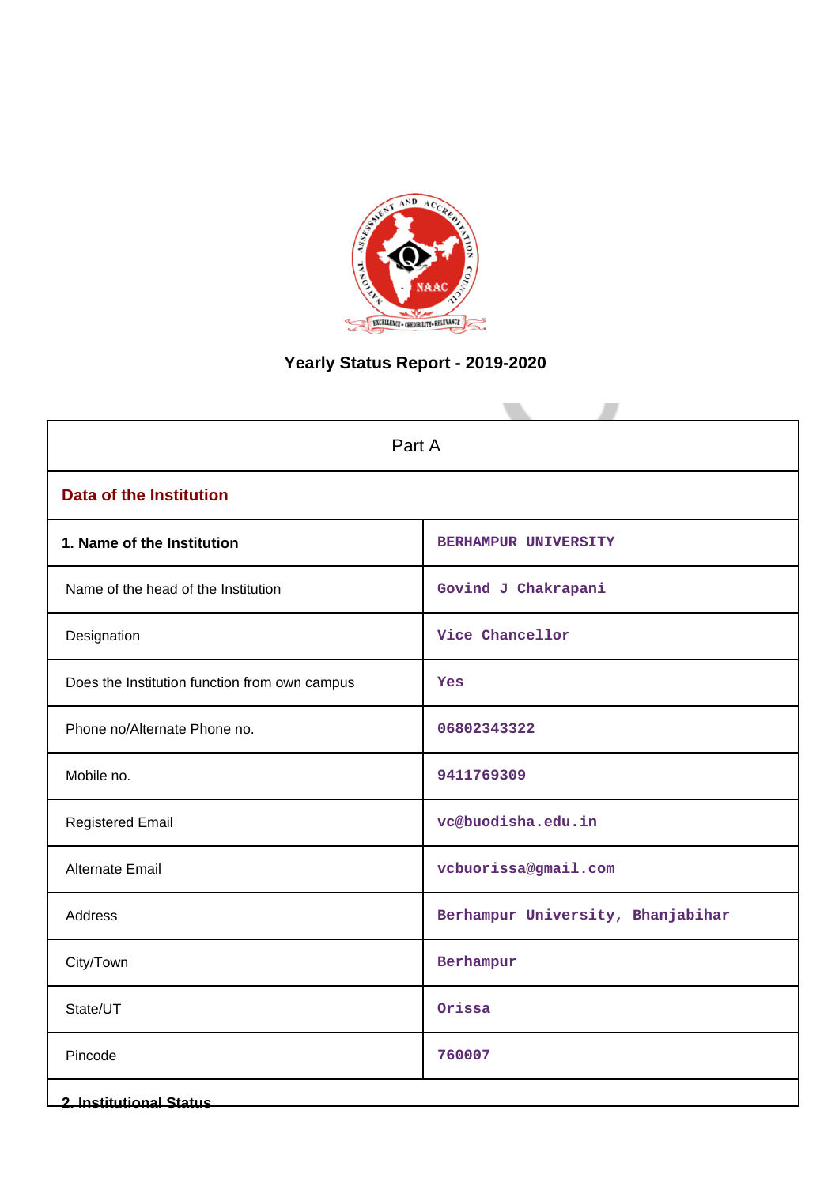# Yearly Status Report - 2019-2020

| Part A | |
|---|---|
| **Data of the Institution** | |
| **1. Name of the Institution** | BERHAMPUR UNIVERSITY |
| Name of the head of the Institution | Govind J Chakrapani |
| Designation | Vice Chancellor |
| Does the Institution function from own campus | Yes |
| Phone no/Alternate Phone no. | 06802343322 |
| Mobile no. | 9411769309 |
| Registered Email | vc@buodisha.edu.in |
| Alternate Email | vcbuorissa@gmail.com |
| Address | Berhampur University, Bhanjabihar |
| City/Town | Berhampur |
| State/UT | Orissa |
| Pincode | 760007 |
| **2. Institutional Status** | |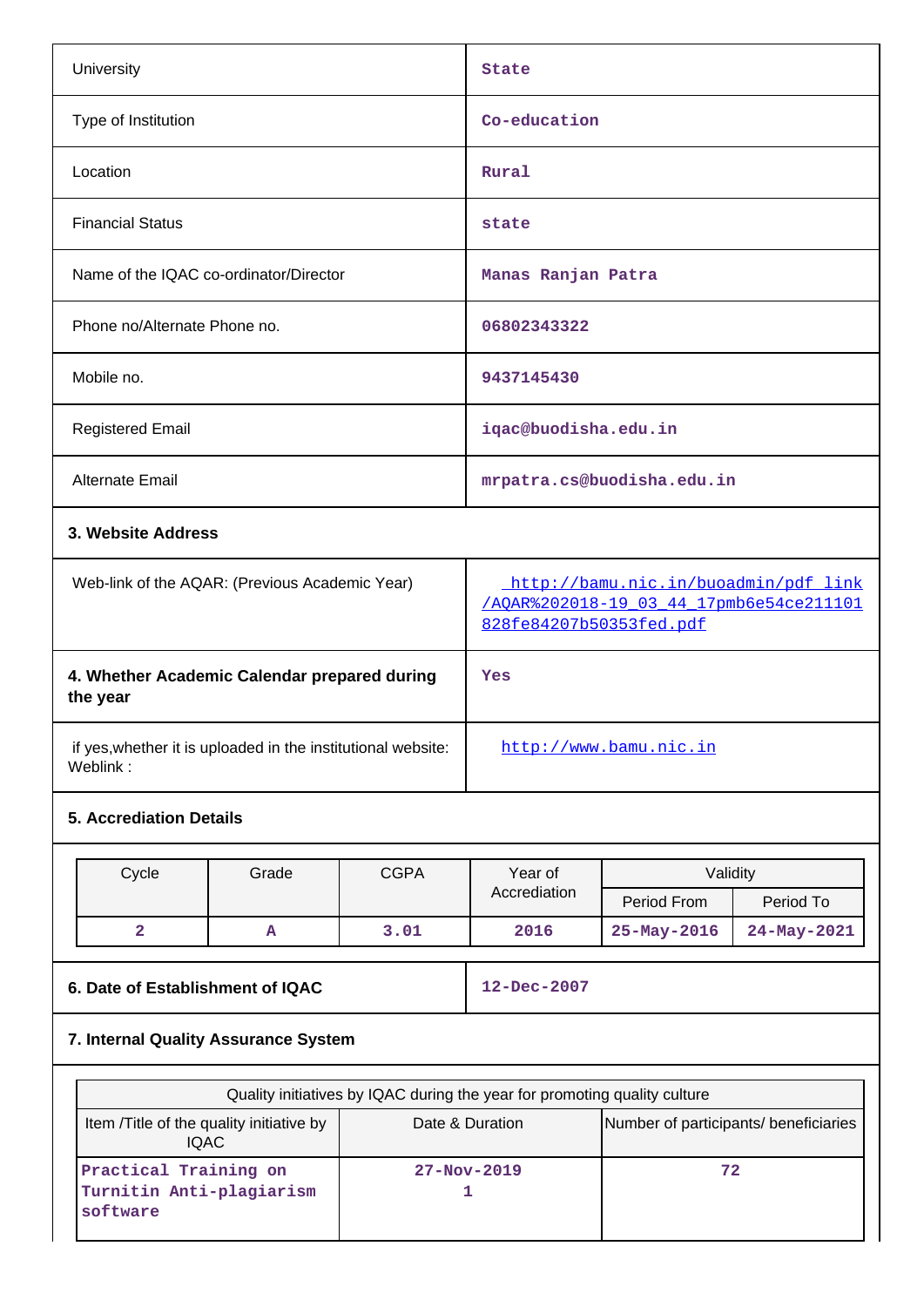| | |
|---|---|
| University | State |
| Type of Institution | Co-education |
| Location | Rural |
| Financial Status | state |
| Name of the IQAC co-ordinator/Director | Manas Ranjan Patra |
| Phone no/Alternate Phone no. | 06802343322 |
| Mobile no. | 9437145430 |
| Registered Email | iqac@buodisha.edu.in |
| Alternate Email | mrpatra.cs@buodisha.edu.in |

**3. Website Address**

| | |
|---|---|
| Web-link of the AQAR: (Previous Academic Year) | http://bamu.nic.in/buoadmin/pdf_link/AQAR%202018-19_03_44_17pmb6e54ce211101828fe84207b50353fed.pdf |
| **4. Whether Academic Calendar prepared during the year** | Yes |
| if yes,whether it is uploaded in the institutional website: Weblink : | http://www.bamu.nic.in |

**5. Accrediation Details**

| Cycle | Grade | CGPA | Year of Accrediation | Validity | |
|---|---|---|---|---|---|
| | | | | Period From | Period To |
| 2 | A | 3.01 | 2016 | 25-May-2016 | 24-May-2021 |

| | |
|---|---|
| **6. Date of Establishment of IQAC** | 12-Dec-2007 |

**7. Internal Quality Assurance System**

| Quality initiatives by IQAC during the year for promoting quality culture | | |
|---|---|---|
| Item /Title of the quality initiative by IQAC | Date & Duration | Number of participants/ beneficiaries |
| Practical Training on Turnitin Anti-plagiarism software | 27-Nov-2019<br>1 | 72 |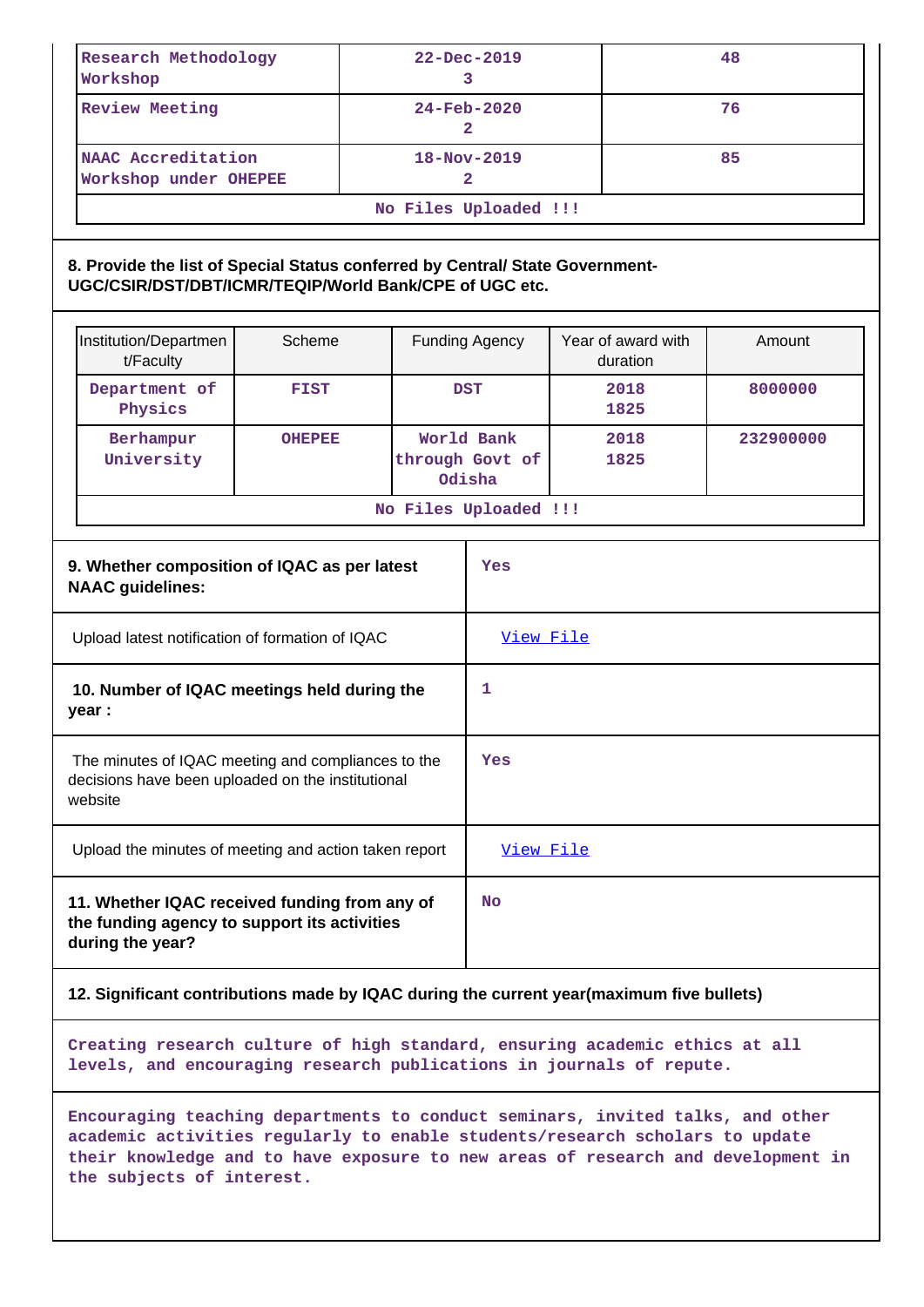| Research Methodology Workshop | 22-Dec-2019<br>3 | 48 |
|---|---|---|
| Review Meeting | 24-Feb-2020<br>2 | 76 |
| NAAC Accreditation Workshop under OHEPEE | 18-Nov-2019<br>2 | 85 |
| No Files Uploaded !!! | | |

**8. Provide the list of Special Status conferred by Central/ State Government-UGC/CSIR/DST/DBT/ICMR/TEQIP/World Bank/CPE of UGC etc.**

| Institution/Department/Faculty | Scheme | Funding Agency | Year of award with duration | Amount |
|---|---|---|---|---|
| Department of Physics | FIST | DST | 2018<br>1825 | 8000000 |
| Berhampur University | OHEPEE | World Bank through Govt of Odisha | 2018<br>1825 | 232900000 |
| No Files Uploaded !!! | | | | |

| | |
|---|---|
| **9. Whether composition of IQAC as per latest NAAC guidelines:** | Yes |
| Upload latest notification of formation of IQAC | View File |
| **10. Number of IQAC meetings held during the year :** | 1 |
| The minutes of IQAC meeting and compliances to the decisions have been uploaded on the institutional website | Yes |
| Upload the minutes of meeting and action taken report | View File |
| **11. Whether IQAC received funding from any of the funding agency to support its activities during the year?** | No |

**12. Significant contributions made by IQAC during the current year(maximum five bullets)**

Creating research culture of high standard, ensuring academic ethics at all levels, and encouraging research publications in journals of repute.

Encouraging teaching departments to conduct seminars, invited talks, and other academic activities regularly to enable students/research scholars to update their knowledge and to have exposure to new areas of research and development in the subjects of interest.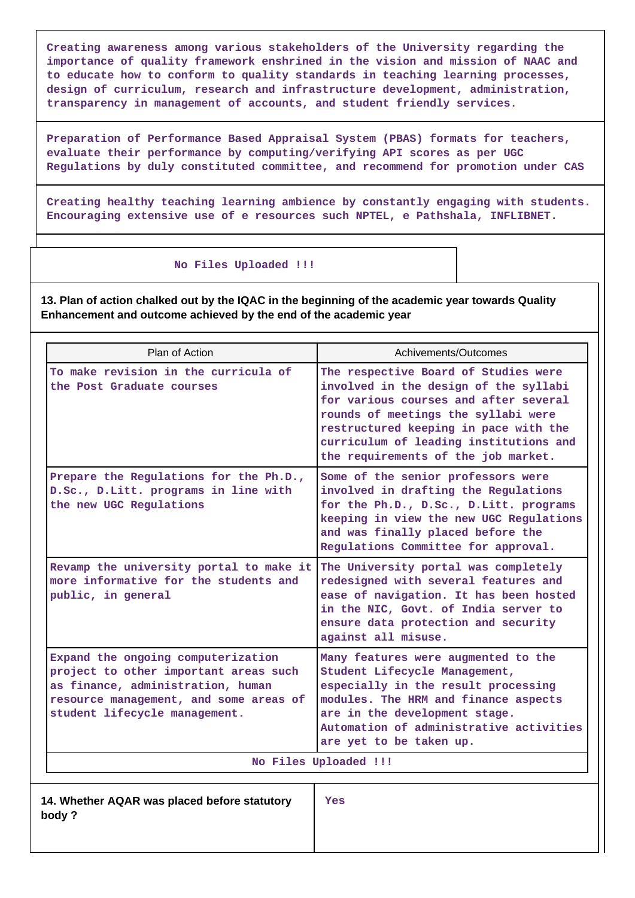Creating awareness among various stakeholders of the University regarding the importance of quality framework enshrined in the vision and mission of NAAC and to educate how to conform to quality standards in teaching learning processes, design of curriculum, research and infrastructure development, administration, transparency in management of accounts, and student friendly services.

Preparation of Performance Based Appraisal System (PBAS) formats for teachers, evaluate their performance by computing/verifying API scores as per UGC Regulations by duly constituted committee, and recommend for promotion under CAS

Creating healthy teaching learning ambience by constantly engaging with students. Encouraging extensive use of e resources such NPTEL, e Pathshala, INFLIBNET.

No Files Uploaded !!!

**13. Plan of action chalked out by the IQAC in the beginning of the academic year towards Quality Enhancement and outcome achieved by the end of the academic year**

| Plan of Action | Achivements/Outcomes |
|---|---|
| To make revision in the curricula of the Post Graduate courses | The respective Board of Studies were involved in the design of the syllabi for various courses and after several rounds of meetings the syllabi were restructured keeping in pace with the curriculum of leading institutions and the requirements of the job market. |
| Prepare the Regulations for the Ph.D., D.Sc., D.Litt. programs in line with the new UGC Regulations | Some of the senior professors were involved in drafting the Regulations for the Ph.D., D.Sc., D.Litt. programs keeping in view the new UGC Regulations and was finally placed before the Regulations Committee for approval. |
| Revamp the university portal to make it more informative for the students and public, in general | The University portal was completely redesigned with several features and ease of navigation. It has been hosted in the NIC, Govt. of India server to ensure data protection and security against all misuse. |
| Expand the ongoing computerization project to other important areas such as finance, administration, human resource management, and some areas of student lifecycle management. | Many features were augmented to the Student Lifecycle Management, especially in the result processing modules. The HRM and finance aspects are in the development stage. Automation of administrative activities are yet to be taken up. |

No Files Uploaded !!!

| **14. Whether AQAR was placed before statutory body ?** | Yes |
|---|---|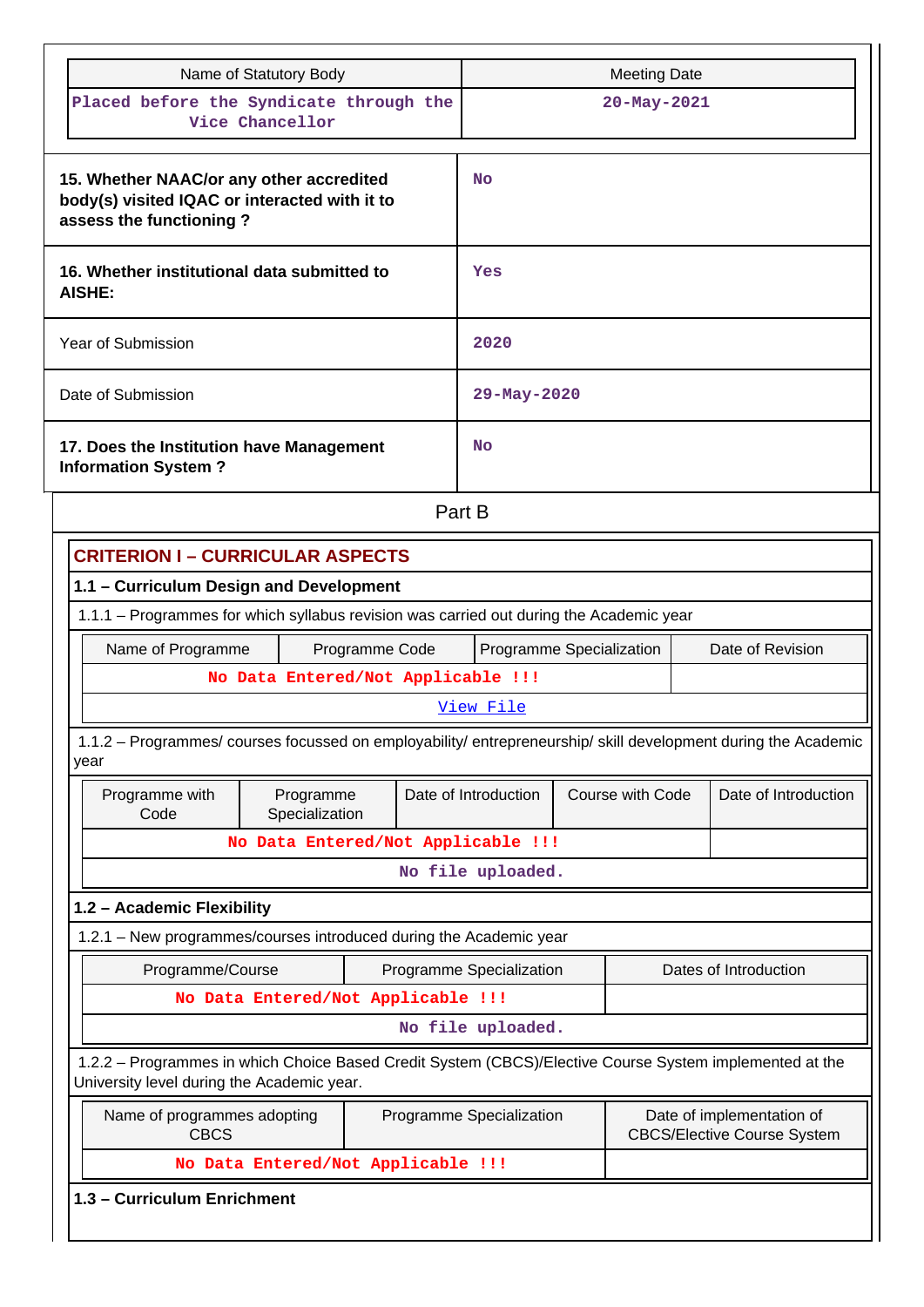| Name of Statutory Body | Meeting Date |
|---|---|
| Placed before the Syndicate through the Vice Chancellor | 20-May-2021 |

| | |
|---|---|
| **15. Whether NAAC/or any other accredited body(s) visited IQAC or interacted with it to assess the functioning ?** | No |
| **16. Whether institutional data submitted to AISHE:** | Yes |
| Year of Submission | 2020 |
| Date of Submission | 29-May-2020 |
| **17. Does the Institution have Management Information System ?** | No |

## Part B

## CRITERION I – CURRICULAR ASPECTS

### 1.1 – Curriculum Design and Development

1.1.1 – Programmes for which syllabus revision was carried out during the Academic year

| Name of Programme | Programme Code | Programme Specialization | Date of Revision |
|---|---|---|---|
| No Data Entered/Not Applicable !!! | | | |
| View File | | | |

1.1.2 – Programmes/ courses focussed on employability/ entrepreneurship/ skill development during the Academic year

| Programme with Code | Programme Specialization | Date of Introduction | Course with Code | Date of Introduction |
|---|---|---|---|---|
| No Data Entered/Not Applicable !!! | | | | |
| No file uploaded. | | | | |

### 1.2 – Academic Flexibility

1.2.1 – New programmes/courses introduced during the Academic year

| Programme/Course | Programme Specialization | Dates of Introduction |
|---|---|---|
| No Data Entered/Not Applicable !!! | | |
| No file uploaded. | | |

1.2.2 – Programmes in which Choice Based Credit System (CBCS)/Elective Course System implemented at the University level during the Academic year.

| Name of programmes adopting CBCS | Programme Specialization | Date of implementation of CBCS/Elective Course System |
|---|---|---|
| No Data Entered/Not Applicable !!! | | |

### 1.3 – Curriculum Enrichment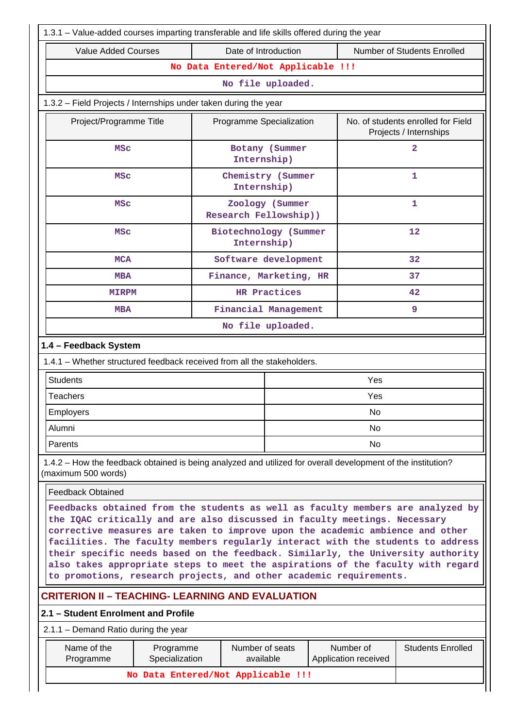1.3.1 – Value-added courses imparting transferable and life skills offered during the year

| Value Added Courses | Date of Introduction | Number of Students Enrolled |
|---|---|---|
| No Data Entered/Not Applicable !!! | | |
| No file uploaded. | | |

1.3.2 – Field Projects / Internships under taken during the year

| Project/Programme Title | Programme Specialization | No. of students enrolled for Field Projects / Internships |
|---|---|---|
| MSc | Botany (Summer Internship) | 2 |
| MSc | Chemistry (Summer Internship) | 1 |
| MSc | Zoology (Summer Research Fellowship)) | 1 |
| MSc | Biotechnology (Summer Internship) | 12 |
| MCA | Software development | 32 |
| MBA | Finance, Marketing, HR | 37 |
| MIRPM | HR Practices | 42 |
| MBA | Financial Management | 9 |
| No file uploaded. | | |

### 1.4 – Feedback System

1.4.1 – Whether structured feedback received from all the stakeholders.

| Students | Yes |
|---|---|
| Teachers | Yes |
| Employers | No |
| Alumni | No |
| Parents | No |

1.4.2 – How the feedback obtained is being analyzed and utilized for overall development of the institution? (maximum 500 words)

| Feedback Obtained |
|---|
| Feedbacks obtained from the students as well as faculty members are analyzed by the IQAC critically and are also discussed in faculty meetings. Necessary corrective measures are taken to improve upon the academic ambience and other facilities. The faculty members regularly interact with the students to address their specific needs based on the feedback. Similarly, the University authority also takes appropriate steps to meet the aspirations of the faculty with regard to promotions, research projects, and other academic requirements. |

## CRITERION II – TEACHING- LEARNING AND EVALUATION

### 2.1 – Student Enrolment and Profile

2.1.1 – Demand Ratio during the year

| Name of the Programme | Programme Specialization | Number of seats available | Number of Application received | Students Enrolled |
|---|---|---|---|---|
| No Data Entered/Not Applicable !!! | | | | |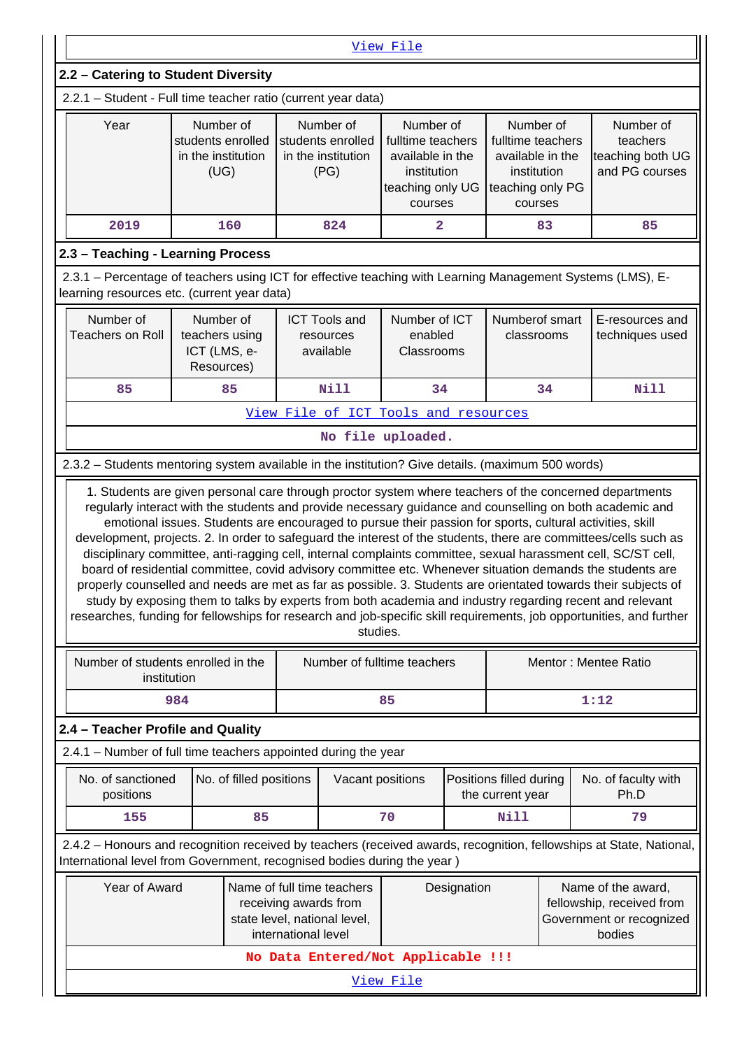View File

## 2.2 – Catering to Student Diversity

2.2.1 – Student - Full time teacher ratio (current year data)

| Year | Number of students enrolled in the institution (UG) | Number of students enrolled in the institution (PG) | Number of fulltime teachers available in the institution teaching only UG courses | Number of fulltime teachers available in the institution teaching only PG courses | Number of teachers teaching both UG and PG courses |
|---|---|---|---|---|---|
| 2019 | 160 | 824 | 2 | 83 | 85 |

## 2.3 – Teaching - Learning Process

2.3.1 – Percentage of teachers using ICT for effective teaching with Learning Management Systems (LMS), E-learning resources etc. (current year data)

| Number of Teachers on Roll | Number of teachers using ICT (LMS, e-Resources) | ICT Tools and resources available | Number of ICT enabled Classrooms | Numberof smart classrooms | E-resources and techniques used |
|---|---|---|---|---|---|
| 85 | 85 | Nill | 34 | 34 | Nill |

View File of ICT Tools and resources

No file uploaded.

2.3.2 – Students mentoring system available in the institution? Give details. (maximum 500 words)

1. Students are given personal care through proctor system where teachers of the concerned departments regularly interact with the students and provide necessary guidance and counselling on both academic and emotional issues. Students are encouraged to pursue their passion for sports, cultural activities, skill development, projects. 2. In order to safeguard the interest of the students, there are committees/cells such as disciplinary committee, anti-ragging cell, internal complaints committee, sexual harassment cell, SC/ST cell, board of residential committee, covid advisory committee etc. Whenever situation demands the students are properly counselled and needs are met as far as possible. 3. Students are orientated towards their subjects of study by exposing them to talks by experts from both academia and industry regarding recent and relevant researches, funding for fellowships for research and job-specific skill requirements, job opportunities, and further studies.

| Number of students enrolled in the institution | Number of fulltime teachers | Mentor : Mentee Ratio |
|---|---|---|
| 984 | 85 | 1:12 |

## 2.4 – Teacher Profile and Quality

2.4.1 – Number of full time teachers appointed during the year

| No. of sanctioned positions | No. of filled positions | Vacant positions | Positions filled during the current year | No. of faculty with Ph.D |
|---|---|---|---|---|
| 155 | 85 | 70 | Nill | 79 |

2.4.2 – Honours and recognition received by teachers (received awards, recognition, fellowships at State, National, International level from Government, recognised bodies during the year )

| Year of Award | Name of full time teachers receiving awards from state level, national level, international level | Designation | Name of the award, fellowship, received from Government or recognized bodies |
|---|---|---|---|
| No Data Entered/Not Applicable !!! | | | |

View File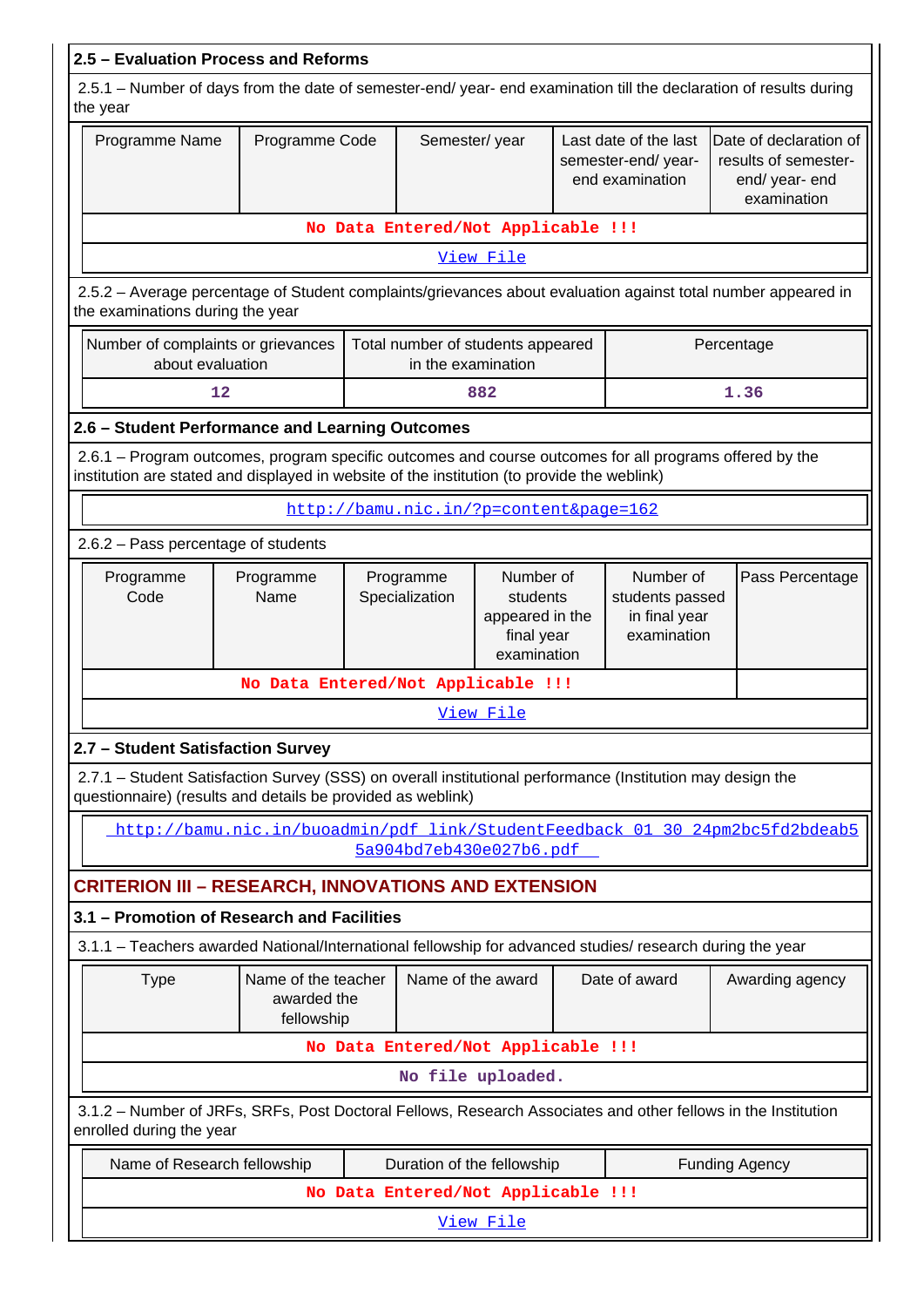### 2.5 – Evaluation Process and Reforms

2.5.1 – Number of days from the date of semester-end/ year- end examination till the declaration of results during the year

| Programme Name | Programme Code | Semester/ year | Last date of the last semester-end/ year- end examination | Date of declaration of results of semester- end/ year- end examination |
|---|---|---|---|---|
| No Data Entered/Not Applicable !!! | | | | |
| View File | | | | |

2.5.2 – Average percentage of Student complaints/grievances about evaluation against total number appeared in the examinations during the year

| Number of complaints or grievances about evaluation | Total number of students appeared in the examination | Percentage |
|---|---|---|
| 12 | 882 | 1.36 |

### 2.6 – Student Performance and Learning Outcomes

2.6.1 – Program outcomes, program specific outcomes and course outcomes for all programs offered by the institution are stated and displayed in website of the institution (to provide the weblink)

http://bamu.nic.in/?p=content&page=162

2.6.2 – Pass percentage of students

| Programme Code | Programme Name | Programme Specialization | Number of students appeared in the final year examination | Number of students passed in final year examination | Pass Percentage |
|---|---|---|---|---|---|
| No Data Entered/Not Applicable !!! | | | | | |
| View File | | | | | |

### 2.7 – Student Satisfaction Survey

2.7.1 – Student Satisfaction Survey (SSS) on overall institutional performance (Institution may design the questionnaire) (results and details be provided as weblink)

http://bamu.nic.in/buoadmin/pdf_link/StudentFeedback_01_30_24pm2bc5fd2bdeab55a904bd7eb430e027b6.pdf

## CRITERION III – RESEARCH, INNOVATIONS AND EXTENSION

### 3.1 – Promotion of Research and Facilities

3.1.1 – Teachers awarded National/International fellowship for advanced studies/ research during the year

| Type | Name of the teacher awarded the fellowship | Name of the award | Date of award | Awarding agency |
|---|---|---|---|---|
| No Data Entered/Not Applicable !!! | | | | |
| No file uploaded. | | | | |

3.1.2 – Number of JRFs, SRFs, Post Doctoral Fellows, Research Associates and other fellows in the Institution enrolled during the year

| Name of Research fellowship | Duration of the fellowship | Funding Agency |
|---|---|---|
| No Data Entered/Not Applicable !!! | | |
| View File | | |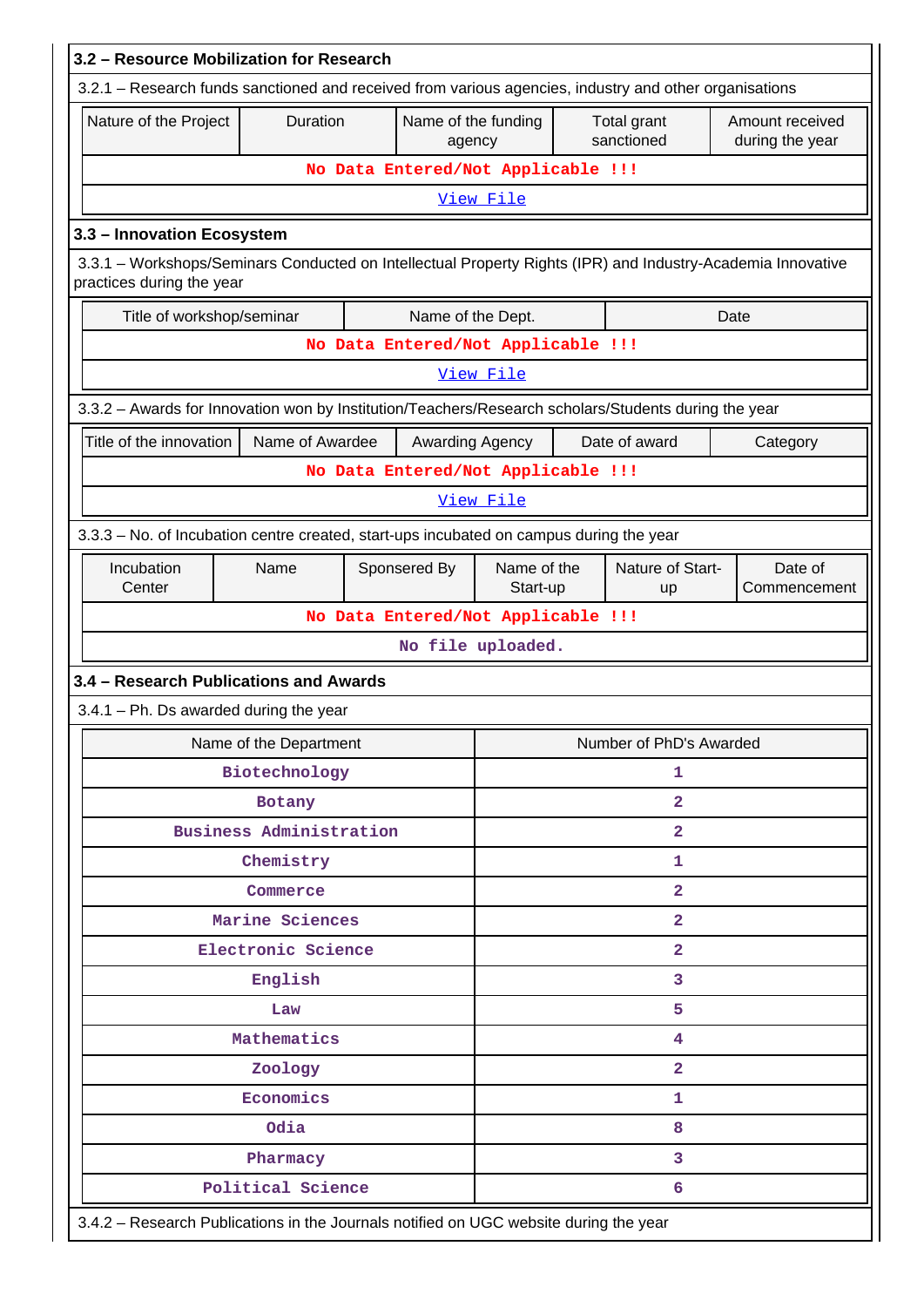## 3.2 – Resource Mobilization for Research

3.2.1 – Research funds sanctioned and received from various agencies, industry and other organisations

| Nature of the Project | Duration | Name of the funding agency | Total grant sanctioned | Amount received during the year |
|---|---|---|---|---|
| No Data Entered/Not Applicable !!! | | | | |
| View File | | | | |

## 3.3 – Innovation Ecosystem

3.3.1 – Workshops/Seminars Conducted on Intellectual Property Rights (IPR) and Industry-Academia Innovative practices during the year

| Title of workshop/seminar | Name of the Dept. | Date |
|---|---|---|
| No Data Entered/Not Applicable !!! | | |
| View File | | |

3.3.2 – Awards for Innovation won by Institution/Teachers/Research scholars/Students during the year

| Title of the innovation | Name of Awardee | Awarding Agency | Date of award | Category |
|---|---|---|---|---|
| No Data Entered/Not Applicable !!! | | | | |
| View File | | | | |

3.3.3 – No. of Incubation centre created, start-ups incubated on campus during the year

| Incubation Center | Name | Sponsered By | Name of the Start-up | Nature of Start-up | Date of Commencement |
|---|---|---|---|---|---|
| No Data Entered/Not Applicable !!! | | | | | |
| No file uploaded. | | | | | |

## 3.4 – Research Publications and Awards

3.4.1 – Ph. Ds awarded during the year

| Name of the Department | Number of PhD's Awarded |
|---|---|
| Biotechnology | 1 |
| Botany | 2 |
| Business Administration | 2 |
| Chemistry | 1 |
| Commerce | 2 |
| Marine Sciences | 2 |
| Electronic Science | 2 |
| English | 3 |
| Law | 5 |
| Mathematics | 4 |
| Zoology | 2 |
| Economics | 1 |
| Odia | 8 |
| Pharmacy | 3 |
| Political Science | 6 |

3.4.2 – Research Publications in the Journals notified on UGC website during the year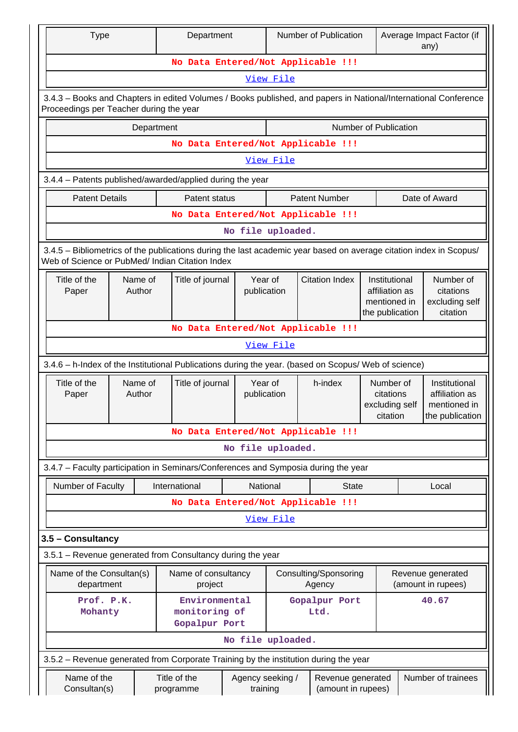| Type | Department | Number of Publication | Average Impact Factor (if any) |
|---|---|---|---|
| No Data Entered/Not Applicable !!! | | | |
| View File | | | |

3.4.3 – Books and Chapters in edited Volumes / Books published, and papers in National/International Conference Proceedings per Teacher during the year

| Department | Number of Publication |
|---|---|
| No Data Entered/Not Applicable !!! | |
| View File | |

3.4.4 – Patents published/awarded/applied during the year

| Patent Details | Patent status | Patent Number | Date of Award |
|---|---|---|---|
| No Data Entered/Not Applicable !!! | | | |
| No file uploaded. | | | |

3.4.5 – Bibliometrics of the publications during the last academic year based on average citation index in Scopus/ Web of Science or PubMed/ Indian Citation Index

| Title of the Paper | Name of Author | Title of journal | Year of publication | Citation Index | Institutional affiliation as mentioned in the publication | Number of citations excluding self citation |
|---|---|---|---|---|---|---|
| No Data Entered/Not Applicable !!! | | | | | | |
| View File | | | | | | |

3.4.6 – h-Index of the Institutional Publications during the year. (based on Scopus/ Web of science)

| Title of the Paper | Name of Author | Title of journal | Year of publication | h-index | Number of citations excluding self citation | Institutional affiliation as mentioned in the publication |
|---|---|---|---|---|---|---|
| No Data Entered/Not Applicable !!! | | | | | | |
| No file uploaded. | | | | | | |

3.4.7 – Faculty participation in Seminars/Conferences and Symposia during the year

| Number of Faculty | International | National | State | Local |
|---|---|---|---|---|
| No Data Entered/Not Applicable !!! | | | | |
| View File | | | | |

**3.5 – Consultancy**

3.5.1 – Revenue generated from Consultancy during the year

| Name of the Consultan(s) department | Name of consultancy project | Consulting/Sponsoring Agency | Revenue generated (amount in rupees) |
|---|---|---|---|
| Prof. P.K. Mohanty | Environmental monitoring of Gopalpur Port | Gopalpur Port Ltd. | 40.67 |
| No file uploaded. | | | |

3.5.2 – Revenue generated from Corporate Training by the institution during the year

| Name of the Consultan(s) | Title of the programme | Agency seeking / training | Revenue generated (amount in rupees) | Number of trainees |
|---|---|---|---|---|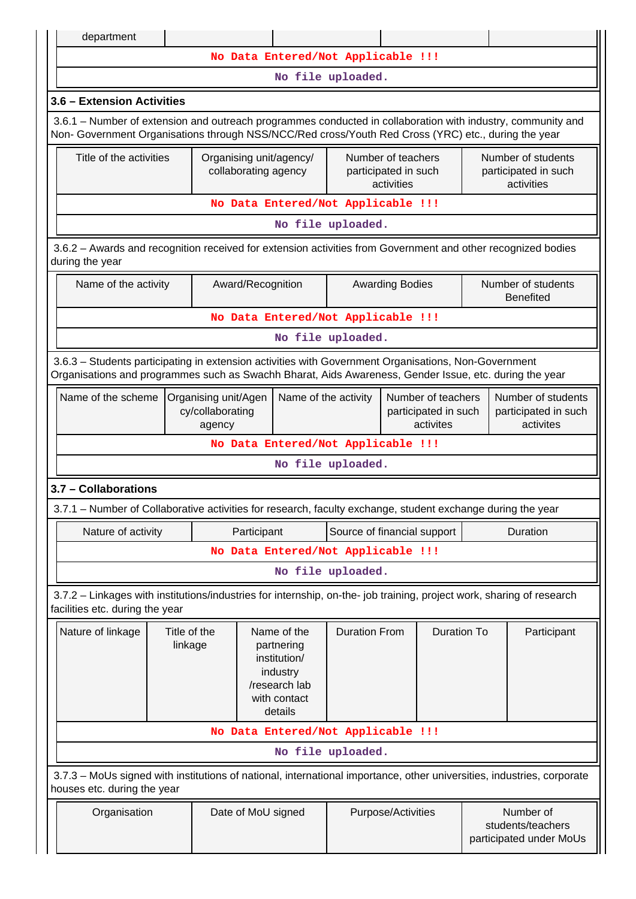| department | | | | |
|---|---|---|---|---|
| No Data Entered/Not Applicable !!! | | | | |
| No file uploaded. | | | | |

### 3.6 – Extension Activities

3.6.1 – Number of extension and outreach programmes conducted in collaboration with industry, community and Non- Government Organisations through NSS/NCC/Red cross/Youth Red Cross (YRC) etc., during the year

| Title of the activities | Organising unit/agency/ collaborating agency | Number of teachers participated in such activities | Number of students participated in such activities |
|---|---|---|---|
| No Data Entered/Not Applicable !!! | | | |
| No file uploaded. | | | |

3.6.2 – Awards and recognition received for extension activities from Government and other recognized bodies during the year

| Name of the activity | Award/Recognition | Awarding Bodies | Number of students Benefited |
|---|---|---|---|
| No Data Entered/Not Applicable !!! | | | |
| No file uploaded. | | | |

3.6.3 – Students participating in extension activities with Government Organisations, Non-Government Organisations and programmes such as Swachh Bharat, Aids Awareness, Gender Issue, etc. during the year

| Name of the scheme | Organising unit/Agency/collaborating agency | Name of the activity | Number of teachers participated in such activites | Number of students participated in such activites |
|---|---|---|---|---|
| No Data Entered/Not Applicable !!! | | | | |
| No file uploaded. | | | | |

### 3.7 – Collaborations

3.7.1 – Number of Collaborative activities for research, faculty exchange, student exchange during the year

| Nature of activity | Participant | Source of financial support | Duration |
|---|---|---|---|
| No Data Entered/Not Applicable !!! | | | |
| No file uploaded. | | | |

3.7.2 – Linkages with institutions/industries for internship, on-the- job training, project work, sharing of research facilities etc. during the year

| Nature of linkage | Title of the linkage | Name of the partnering institution/ industry /research lab with contact details | Duration From | Duration To | Participant |
|---|---|---|---|---|---|
| No Data Entered/Not Applicable !!! | | | | | |
| No file uploaded. | | | | | |

3.7.3 – MoUs signed with institutions of national, international importance, other universities, industries, corporate houses etc. during the year

| Organisation | Date of MoU signed | Purpose/Activities | Number of students/teachers participated under MoUs |
|---|---|---|---|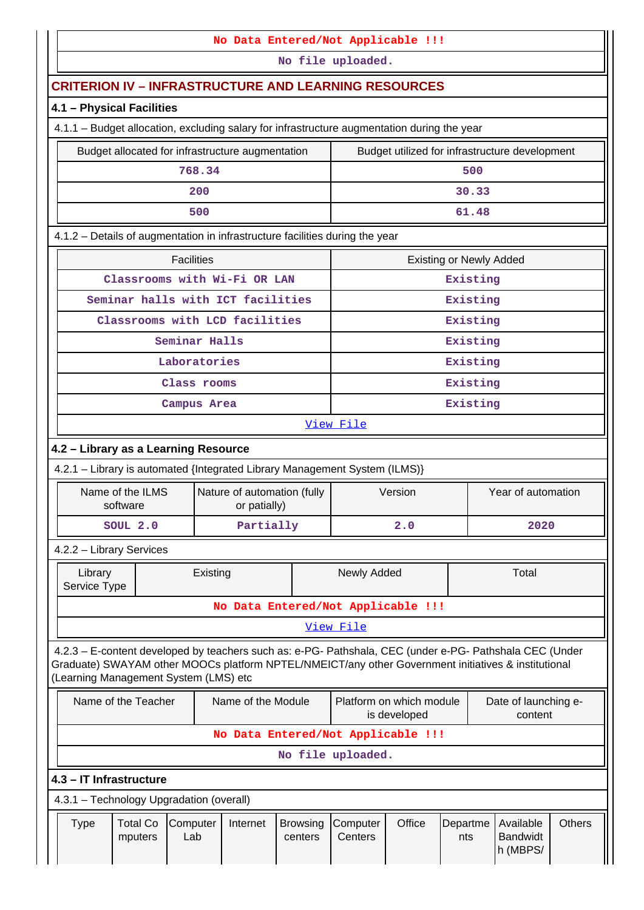No Data Entered/Not Applicable !!!

No file uploaded.

## CRITERION IV – INFRASTRUCTURE AND LEARNING RESOURCES

### 4.1 – Physical Facilities

4.1.1 – Budget allocation, excluding salary for infrastructure augmentation during the year

| Budget allocated for infrastructure augmentation | Budget utilized for infrastructure development |
|---|---|
| 768.34 | 500 |
| 200 | 30.33 |
| 500 | 61.48 |

4.1.2 – Details of augmentation in infrastructure facilities during the year

| Facilities | Existing or Newly Added |
|---|---|
| Classrooms with Wi-Fi OR LAN | Existing |
| Seminar halls with ICT facilities | Existing |
| Classrooms with LCD facilities | Existing |
| Seminar Halls | Existing |
| Laboratories | Existing |
| Class rooms | Existing |
| Campus Area | Existing |

View File

### 4.2 – Library as a Learning Resource

4.2.1 – Library is automated {Integrated Library Management System (ILMS)}

| Name of the ILMS software | Nature of automation (fully or patially) | Version | Year of automation |
|---|---|---|---|
| SOUL 2.0 | Partially | 2.0 | 2020 |

4.2.2 – Library Services

| Library Service Type | Existing | Newly Added | Total |
|---|---|---|---|

No Data Entered/Not Applicable !!!

View File

4.2.3 – E-content developed by teachers such as: e-PG- Pathshala, CEC (under e-PG- Pathshala CEC (Under Graduate) SWAYAM other MOOCs platform NPTEL/NMEICT/any other Government initiatives & institutional (Learning Management System (LMS) etc

| Name of the Teacher | Name of the Module | Platform on which module is developed | Date of launching e-content |
|---|---|---|---|

No Data Entered/Not Applicable !!!

No file uploaded.

### 4.3 – IT Infrastructure

4.3.1 – Technology Upgradation (overall)

| Type | Total Computers | Computer Lab | Internet | Browsing centers | Computer Centers | Office | Departments | Available Bandwidth (MBPS/ | Others |
|---|---|---|---|---|---|---|---|---|---|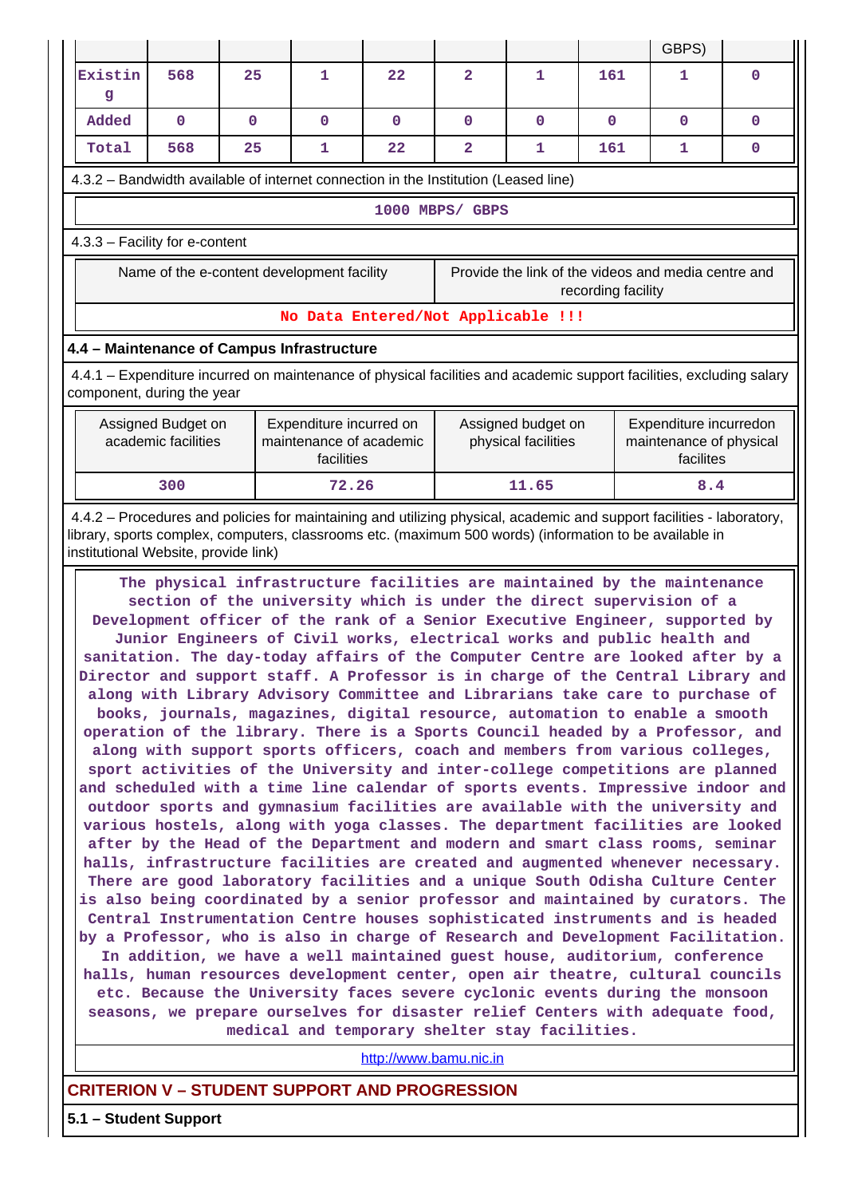| | | | | | | | | GBPS) | |
|---|---|---|---|---|---|---|---|---|---|
| Existing | 568 | 25 | 1 | 22 | 2 | 1 | 161 | 1 | 0 |
| Added | 0 | 0 | 0 | 0 | 0 | 0 | 0 | 0 | 0 |
| Total | 568 | 25 | 1 | 22 | 2 | 1 | 161 | 1 | 0 |

4.3.2 – Bandwidth available of internet connection in the Institution (Leased line)

1000 MBPS/ GBPS

4.3.3 – Facility for e-content

| Name of the e-content development facility | Provide the link of the videos and media centre and recording facility |
|---|---|
| No Data Entered/Not Applicable !!! | |

## 4.4 – Maintenance of Campus Infrastructure

4.4.1 – Expenditure incurred on maintenance of physical facilities and academic support facilities, excluding salary component, during the year

| Assigned Budget on academic facilities | Expenditure incurred on maintenance of academic facilities | Assigned budget on physical facilities | Expenditure incurredon maintenance of physical facilites |
|---|---|---|---|
| 300 | 72.26 | 11.65 | 8.4 |

4.4.2 – Procedures and policies for maintaining and utilizing physical, academic and support facilities - laboratory, library, sports complex, computers, classrooms etc. (maximum 500 words) (information to be available in institutional Website, provide link)

The physical infrastructure facilities are maintained by the maintenance section of the university which is under the direct supervision of a Development officer of the rank of a Senior Executive Engineer, supported by Junior Engineers of Civil works, electrical works and public health and sanitation. The day-today affairs of the Computer Centre are looked after by a Director and support staff. A Professor is in charge of the Central Library and along with Library Advisory Committee and Librarians take care to purchase of books, journals, magazines, digital resource, automation to enable a smooth operation of the library. There is a Sports Council headed by a Professor, and along with support sports officers, coach and members from various colleges, sport activities of the University and inter-college competitions are planned and scheduled with a time line calendar of sports events. Impressive indoor and outdoor sports and gymnasium facilities are available with the university and various hostels, along with yoga classes. The department facilities are looked after by the Head of the Department and modern and smart class rooms, seminar halls, infrastructure facilities are created and augmented whenever necessary. There are good laboratory facilities and a unique South Odisha Culture Center is also being coordinated by a senior professor and maintained by curators. The Central Instrumentation Centre houses sophisticated instruments and is headed by a Professor, who is also in charge of Research and Development Facilitation. In addition, we have a well maintained guest house, auditorium, conference halls, human resources development center, open air theatre, cultural councils etc. Because the University faces severe cyclonic events during the monsoon seasons, we prepare ourselves for disaster relief Centers with adequate food, medical and temporary shelter stay facilities.

http://www.bamu.nic.in

# CRITERION V – STUDENT SUPPORT AND PROGRESSION

## 5.1 – Student Support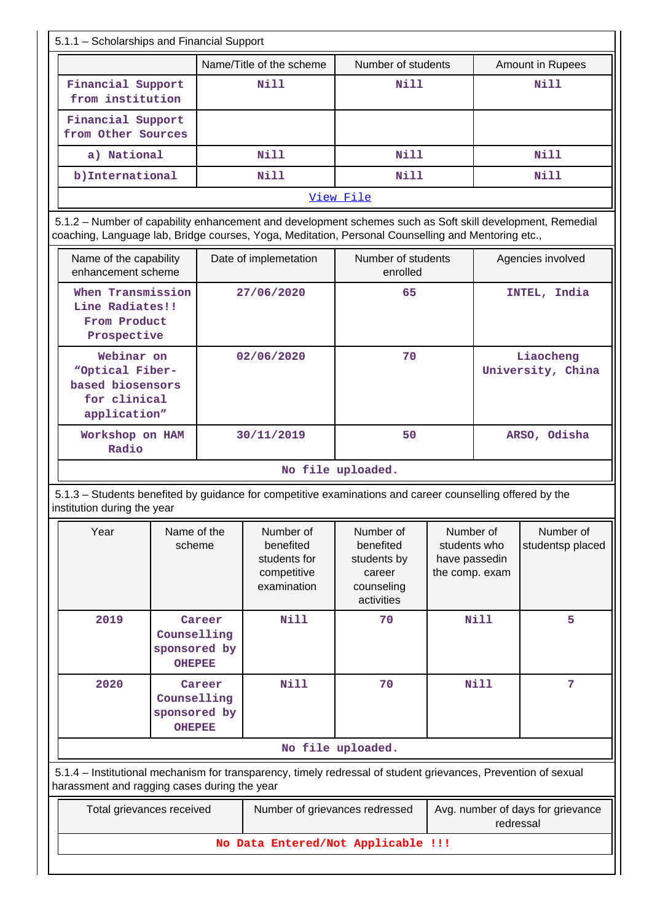5.1.1 – Scholarships and Financial Support

| | Name/Title of the scheme | Number of students | Amount in Rupees |
|---|---|---|---|
| Financial Support from institution | Nill | Nill | Nill |
| Financial Support from Other Sources | | | |
| a) National | Nill | Nill | Nill |
| b)International | Nill | Nill | Nill |

View File

5.1.2 – Number of capability enhancement and development schemes such as Soft skill development, Remedial coaching, Language lab, Bridge courses, Yoga, Meditation, Personal Counselling and Mentoring etc.,

| Name of the capability enhancement scheme | Date of implemetation | Number of students enrolled | Agencies involved |
|---|---|---|---|
| When Transmission Line Radiates!! From Product Prospective | 27/06/2020 | 65 | INTEL, India |
| Webinar on "Optical Fiber-based biosensors for clinical application" | 02/06/2020 | 70 | Liaocheng University, China |
| Workshop on HAM Radio | 30/11/2019 | 50 | ARSO, Odisha |

No file uploaded.

5.1.3 – Students benefited by guidance for competitive examinations and career counselling offered by the institution during the year

| Year | Name of the scheme | Number of benefited students for competitive examination | Number of benefited students by career counseling activities | Number of students who have passedin the comp. exam | Number of studentsp placed |
|---|---|---|---|---|---|
| 2019 | Career Counselling sponsored by OHEPEE | Nill | 70 | Nill | 5 |
| 2020 | Career Counselling sponsored by OHEPEE | Nill | 70 | Nill | 7 |

No file uploaded.

5.1.4 – Institutional mechanism for transparency, timely redressal of student grievances, Prevention of sexual harassment and ragging cases during the year

| Total grievances received | Number of grievances redressed | Avg. number of days for grievance redressal |
|---|---|---|

No Data Entered/Not Applicable !!!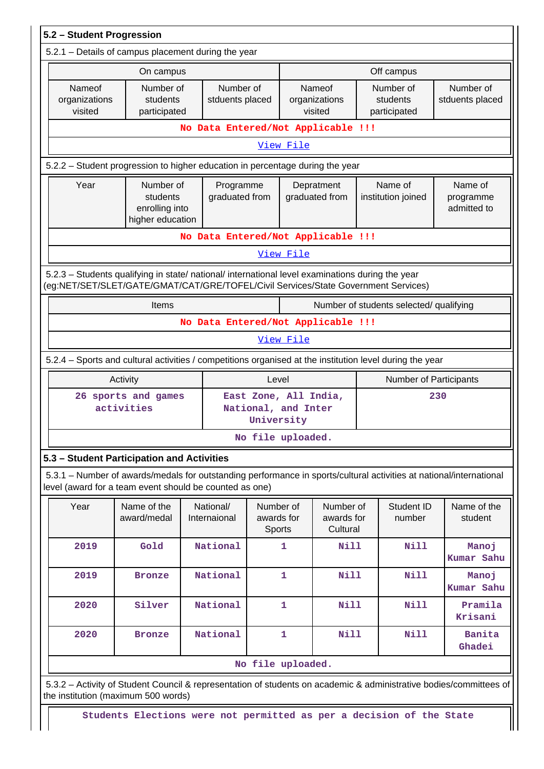## 5.2 – Student Progression

5.2.1 – Details of campus placement during the year

| On campus | | | Off campus | | |
|---|---|---|---|---|---|
| Nameof organizations visited | Number of students participated | Number of stduents placed | Nameof organizations visited | Number of students participated | Number of stduents placed |
| No Data Entered/Not Applicable !!! | | | | | |

View File

5.2.2 – Student progression to higher education in percentage during the year

| Year | Number of students enrolling into higher education | Programme graduated from | Depratment graduated from | Name of institution joined | Name of programme admitted to |
|---|---|---|---|---|---|
| No Data Entered/Not Applicable !!! | | | | | |

View File

5.2.3 – Students qualifying in state/ national/ international level examinations during the year (eg:NET/SET/SLET/GATE/GMAT/CAT/GRE/TOFEL/Civil Services/State Government Services)

| Items | Number of students selected/ qualifying |
|---|---|
| No Data Entered/Not Applicable !!! | |

View File

5.2.4 – Sports and cultural activities / competitions organised at the institution level during the year

| Activity | Level | Number of Participants |
|---|---|---|
| 26 sports and games activities | East Zone, All India, National, and Inter University | 230 |

No file uploaded.

## 5.3 – Student Participation and Activities

5.3.1 – Number of awards/medals for outstanding performance in sports/cultural activities at national/international level (award for a team event should be counted as one)

| Year | Name of the award/medal | National/ Internaional | Number of awards for Sports | Number of awards for Cultural | Student ID number | Name of the student |
|---|---|---|---|---|---|---|
| 2019 | Gold | National | 1 | Nill | Nill | Manoj Kumar Sahu |
| 2019 | Bronze | National | 1 | Nill | Nill | Manoj Kumar Sahu |
| 2020 | Silver | National | 1 | Nill | Nill | Pramila Krisani |
| 2020 | Bronze | National | 1 | Nill | Nill | Banita Ghadei |

No file uploaded.

5.3.2 – Activity of Student Council & representation of students on academic & administrative bodies/committees of the institution (maximum 500 words)

Students Elections were not permitted as per a decision of the State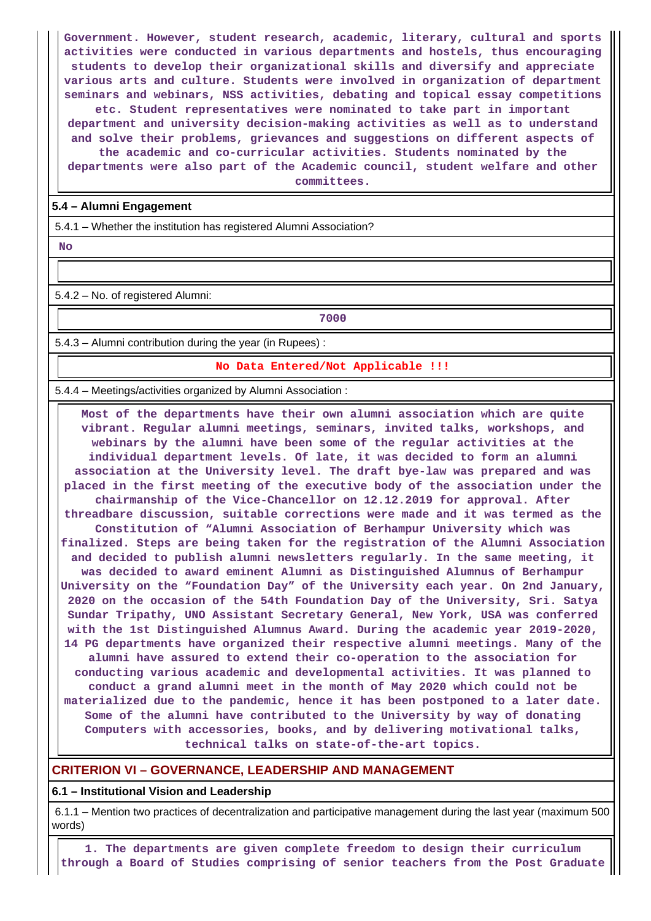Government. However, student research, academic, literary, cultural and sports activities were conducted in various departments and hostels, thus encouraging students to develop their organizational skills and diversify and appreciate various arts and culture. Students were involved in organization of department seminars and webinars, NSS activities, debating and topical essay competitions etc. Student representatives were nominated to take part in important department and university decision-making activities as well as to understand and solve their problems, grievances and suggestions on different aspects of the academic and co-curricular activities. Students nominated by the departments were also part of the Academic council, student welfare and other committees.

**5.4 – Alumni Engagement**

5.4.1 – Whether the institution has registered Alumni Association?

**No**

5.4.2 – No. of registered Alumni:

**7000**

5.4.3 – Alumni contribution during the year (in Rupees) :

**No Data Entered/Not Applicable !!!**

5.4.4 – Meetings/activities organized by Alumni Association :

Most of the departments have their own alumni association which are quite vibrant. Regular alumni meetings, seminars, invited talks, workshops, and webinars by the alumni have been some of the regular activities at the individual department levels. Of late, it was decided to form an alumni association at the University level. The draft bye-law was prepared and was placed in the first meeting of the executive body of the association under the chairmanship of the Vice-Chancellor on 12.12.2019 for approval. After threadbare discussion, suitable corrections were made and it was termed as the Constitution of “Alumni Association of Berhampur University which was finalized. Steps are being taken for the registration of the Alumni Association and decided to publish alumni newsletters regularly. In the same meeting, it was decided to award eminent Alumni as Distinguished Alumnus of Berhampur University on the “Foundation Day” of the University each year. On 2nd January, 2020 on the occasion of the 54th Foundation Day of the University, Sri. Satya Sundar Tripathy, UNO Assistant Secretary General, New York, USA was conferred with the 1st Distinguished Alumnus Award. During the academic year 2019-2020, 14 PG departments have organized their respective alumni meetings. Many of the alumni have assured to extend their co-operation to the association for conducting various academic and developmental activities. It was planned to conduct a grand alumni meet in the month of May 2020 which could not be materialized due to the pandemic, hence it has been postponed to a later date. Some of the alumni have contributed to the University by way of donating Computers with accessories, books, and by delivering motivational talks, technical talks on state-of-the-art topics.

## CRITERION VI – GOVERNANCE, LEADERSHIP AND MANAGEMENT

**6.1 – Institutional Vision and Leadership**

6.1.1 – Mention two practices of decentralization and participative management during the last year (maximum 500 words)

1. The departments are given complete freedom to design their curriculum through a Board of Studies comprising of senior teachers from the Post Graduate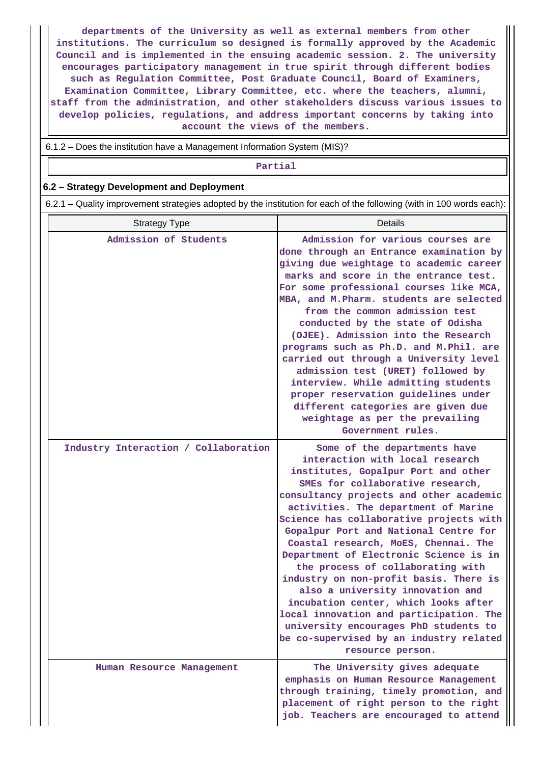departments of the University as well as external members from other institutions. The curriculum so designed is formally approved by the Academic Council and is implemented in the ensuing academic session. 2. The university encourages participatory management in true spirit through different bodies such as Regulation Committee, Post Graduate Council, Board of Examiners, Examination Committee, Library Committee, etc. where the teachers, alumni, staff from the administration, and other stakeholders discuss various issues to develop policies, regulations, and address important concerns by taking into account the views of the members.

6.1.2 – Does the institution have a Management Information System (MIS)?

Partial

**6.2 – Strategy Development and Deployment**

6.2.1 – Quality improvement strategies adopted by the institution for each of the following (with in 100 words each):

| Strategy Type | Details |
|---|---|
| Admission of Students | Admission for various courses are done through an Entrance examination by giving due weightage to academic career marks and score in the entrance test. For some professional courses like MCA, MBA, and M.Pharm. students are selected from the common admission test conducted by the state of Odisha (OJEE). Admission into the Research programs such as Ph.D. and M.Phil. are carried out through a University level admission test (URET) followed by interview. While admitting students proper reservation guidelines under different categories are given due weightage as per the prevailing Government rules. |
| Industry Interaction / Collaboration | Some of the departments have interaction with local research institutes, Gopalpur Port and other SMEs for collaborative research, consultancy projects and other academic activities. The department of Marine Science has collaborative projects with Gopalpur Port and National Centre for Coastal research, MoES, Chennai. The Department of Electronic Science is in the process of collaborating with industry on non-profit basis. There is also a university innovation and incubation center, which looks after local innovation and participation. The university encourages PhD students to be co-supervised by an industry related resource person. |
| Human Resource Management | The University gives adequate emphasis on Human Resource Management through training, timely promotion, and placement of right person to the right job. Teachers are encouraged to attend |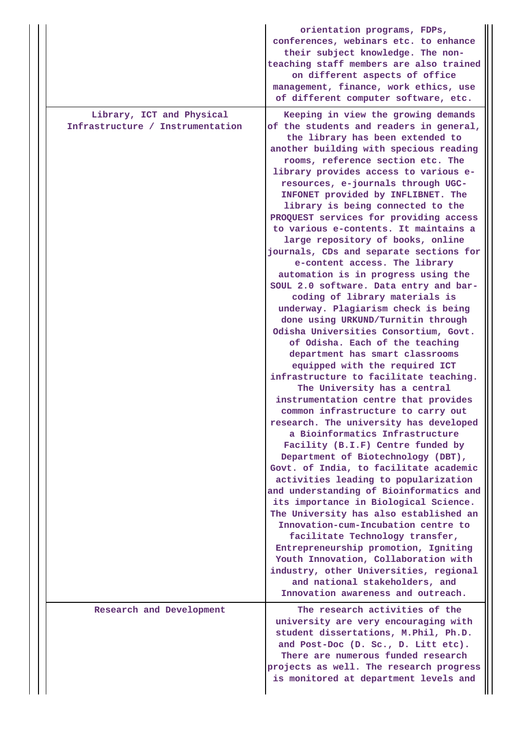| | |
|---|---|
| | orientation programs, FDPs, conferences, webinars etc. to enhance their subject knowledge. The non-teaching staff members are also trained on different aspects of office management, finance, work ethics, use of different computer software, etc. |
| Library, ICT and Physical Infrastructure / Instrumentation | Keeping in view the growing demands of the students and readers in general, the library has been extended to another building with specious reading rooms, reference section etc. The library provides access to various e-resources, e-journals through UGC-INFONET provided by INFLIBNET. The library is being connected to the PROQUEST services for providing access to various e-contents. It maintains a large repository of books, online journals, CDs and separate sections for e-content access. The library automation is in progress using the SOUL 2.0 software. Data entry and bar-coding of library materials is underway. Plagiarism check is being done using URKUND/Turnitin through Odisha Universities Consortium, Govt. of Odisha. Each of the teaching department has smart classrooms equipped with the required ICT infrastructure to facilitate teaching. The University has a central instrumentation centre that provides common infrastructure to carry out research. The university has developed a Bioinformatics Infrastructure Facility (B.I.F) Centre funded by Department of Biotechnology (DBT), Govt. of India, to facilitate academic activities leading to popularization and understanding of Bioinformatics and its importance in Biological Science. The University has also established an Innovation-cum-Incubation centre to facilitate Technology transfer, Entrepreneurship promotion, Igniting Youth Innovation, Collaboration with industry, other Universities, regional and national stakeholders, and Innovation awareness and outreach. |
| Research and Development | The research activities of the university are very encouraging with student dissertations, M.Phil, Ph.D. and Post-Doc (D. Sc., D. Litt etc). There are numerous funded research projects as well. The research progress is monitored at department levels and |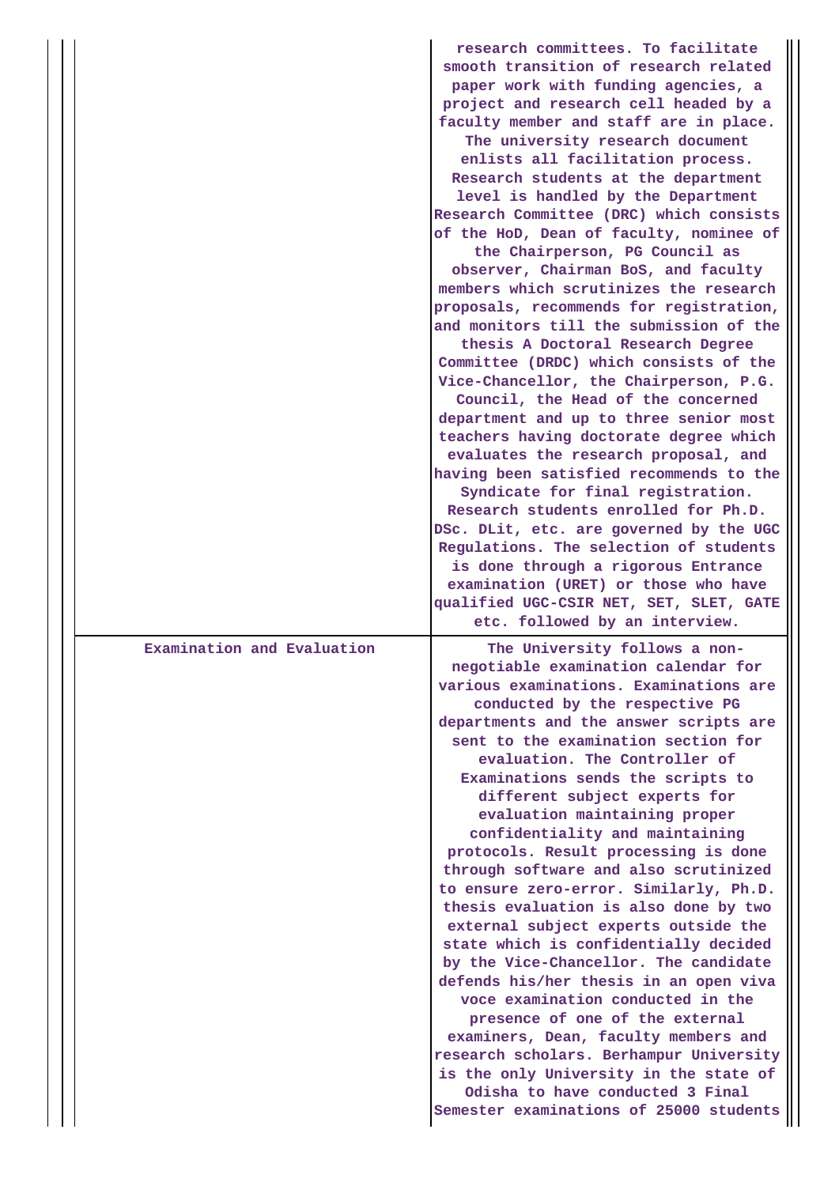| | |
|---|---|
| | research committees. To facilitate smooth transition of research related paper work with funding agencies, a project and research cell headed by a faculty member and staff are in place. The university research document enlists all facilitation process. Research students at the department level is handled by the Department Research Committee (DRC) which consists of the HoD, Dean of faculty, nominee of the Chairperson, PG Council as observer, Chairman BoS, and faculty members which scrutinizes the research proposals, recommends for registration, and monitors till the submission of the thesis A Doctoral Research Degree Committee (DRDC) which consists of the Vice-Chancellor, the Chairperson, P.G. Council, the Head of the concerned department and up to three senior most teachers having doctorate degree which evaluates the research proposal, and having been satisfied recommends to the Syndicate for final registration. Research students enrolled for Ph.D. DSc. DLit, etc. are governed by the UGC Regulations. The selection of students is done through a rigorous Entrance examination (URET) or those who have qualified UGC-CSIR NET, SET, SLET, GATE etc. followed by an interview. |
| Examination and Evaluation | The University follows a non-negotiable examination calendar for various examinations. Examinations are conducted by the respective PG departments and the answer scripts are sent to the examination section for evaluation. The Controller of Examinations sends the scripts to different subject experts for evaluation maintaining proper confidentiality and maintaining protocols. Result processing is done through software and also scrutinized to ensure zero-error. Similarly, Ph.D. thesis evaluation is also done by two external subject experts outside the state which is confidentially decided by the Vice-Chancellor. The candidate defends his/her thesis in an open viva voce examination conducted in the presence of one of the external examiners, Dean, faculty members and research scholars. Berhampur University is the only University in the state of Odisha to have conducted 3 Final Semester examinations of 25000 students |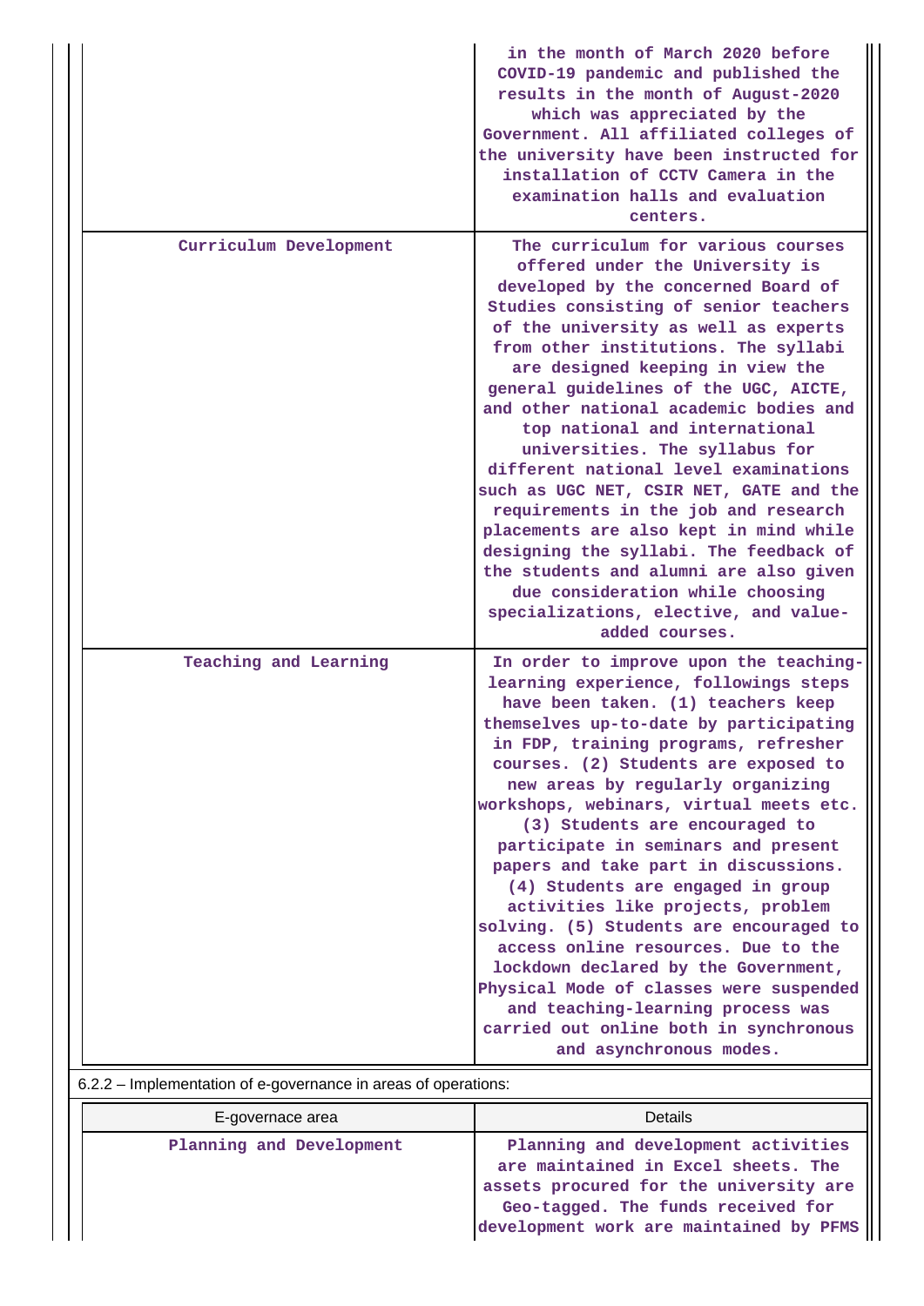| | |
|---|---|
| | in the month of March 2020 before COVID-19 pandemic and published the results in the month of August-2020 which was appreciated by the Government. All affiliated colleges of the university have been instructed for installation of CCTV Camera in the examination halls and evaluation centers. |
| Curriculum Development | The curriculum for various courses offered under the University is developed by the concerned Board of Studies consisting of senior teachers of the university as well as experts from other institutions. The syllabi are designed keeping in view the general guidelines of the UGC, AICTE, and other national academic bodies and top national and international universities. The syllabus for different national level examinations such as UGC NET, CSIR NET, GATE and the requirements in the job and research placements are also kept in mind while designing the syllabi. The feedback of the students and alumni are also given due consideration while choosing specializations, elective, and value-added courses. |
| Teaching and Learning | In order to improve upon the teaching-learning experience, followings steps have been taken. (1) teachers keep themselves up-to-date by participating in FDP, training programs, refresher courses. (2) Students are exposed to new areas by regularly organizing workshops, webinars, virtual meets etc. (3) Students are encouraged to participate in seminars and present papers and take part in discussions. (4) Students are engaged in group activities like projects, problem solving. (5) Students are encouraged to access online resources. Due to the lockdown declared by the Government, Physical Mode of classes were suspended and teaching-learning process was carried out online both in synchronous and asynchronous modes. |

6.2.2 – Implementation of e-governance in areas of operations:

| E-governace area | Details |
|---|---|
| Planning and Development | Planning and development activities are maintained in Excel sheets. The assets procured for the university are Geo-tagged. The funds received for development work are maintained by PFMS |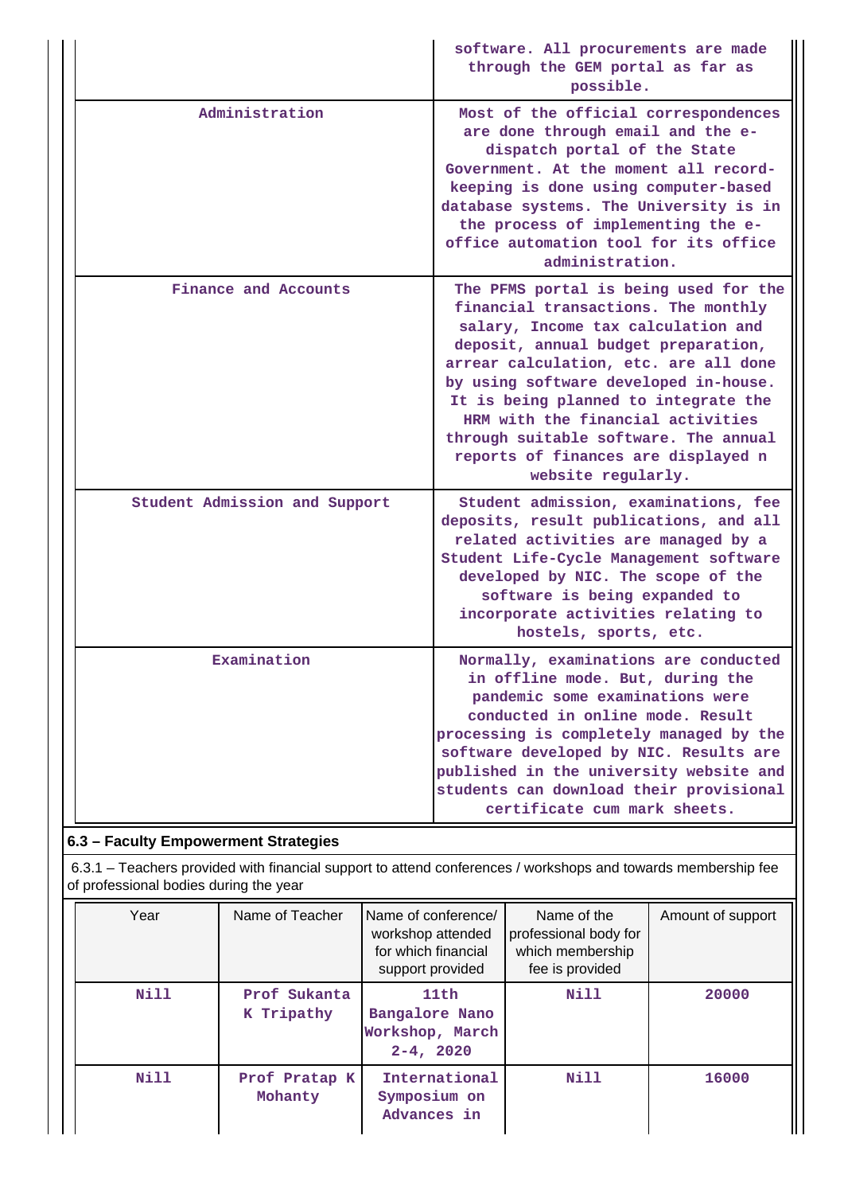| | |
|---|---|
| | software. All procurements are made through the GEM portal as far as possible. |
| Administration | Most of the official correspondences are done through email and the e-dispatch portal of the State Government. At the moment all record-keeping is done using computer-based database systems. The University is in the process of implementing the e-office automation tool for its office administration. |
| Finance and Accounts | The PFMS portal is being used for the financial transactions. The monthly salary, Income tax calculation and deposit, annual budget preparation, arrear calculation, etc. are all done by using software developed in-house. It is being planned to integrate the HRM with the financial activities through suitable software. The annual reports of finances are displayed n website regularly. |
| Student Admission and Support | Student admission, examinations, fee deposits, result publications, and all related activities are managed by a Student Life-Cycle Management software developed by NIC. The scope of the software is being expanded to incorporate activities relating to hostels, sports, etc. |
| Examination | Normally, examinations are conducted in offline mode. But, during the pandemic some examinations were conducted in online mode. Result processing is completely managed by the software developed by NIC. Results are published in the university website and students can download their provisional certificate cum mark sheets. |

### 6.3 – Faculty Empowerment Strategies

6.3.1 – Teachers provided with financial support to attend conferences / workshops and towards membership fee of professional bodies during the year

| Year | Name of Teacher | Name of conference/ workshop attended for which financial support provided | Name of the professional body for which membership fee is provided | Amount of support |
|---|---|---|---|---|
| Nill | Prof Sukanta K Tripathy | 11th Bangalore Nano Workshop, March 2-4, 2020 | Nill | 20000 |
| Nill | Prof Pratap K Mohanty | International Symposium on Advances in | Nill | 16000 |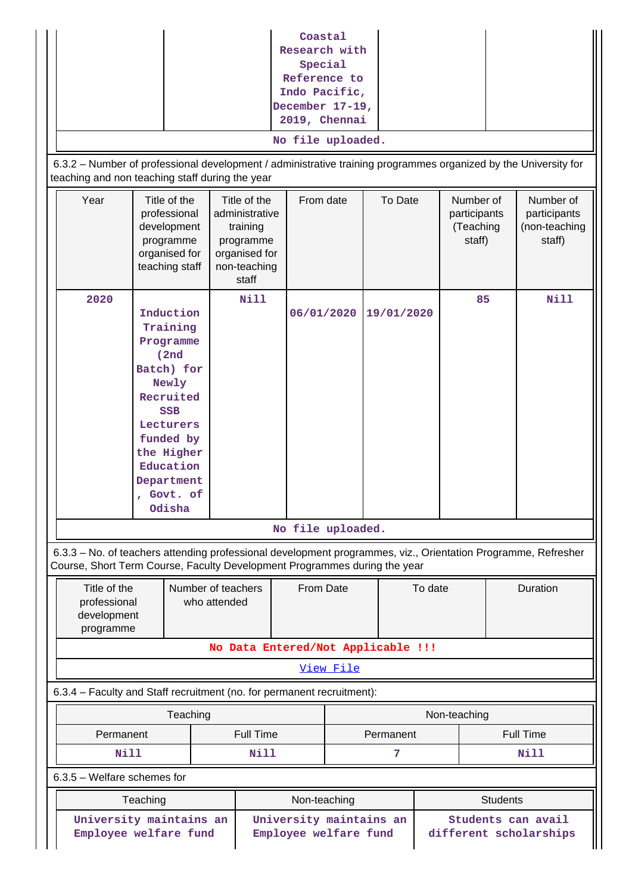| | | Coastal Research with Special Reference to Indo Pacific, December 17-19, 2019, Chennai | | |
|---|---|---|---|---|

No file uploaded.

6.3.2 – Number of professional development / administrative training programmes organized by the University for teaching and non teaching staff during the year

| Year | Title of the professional development programme organised for teaching staff | Title of the administrative training programme organised for non-teaching staff | From date | To Date | Number of participants (Teaching staff) | Number of participants (non-teaching staff) |
|---|---|---|---|---|---|---|
| 2020 | Induction Training Programme (2nd Batch) for Newly Recruited SSB Lecturers funded by the Higher Education Department , Govt. of Odisha | Nill | 06/01/2020 | 19/01/2020 | 85 | Nill |

No file uploaded.

6.3.3 – No. of teachers attending professional development programmes, viz., Orientation Programme, Refresher Course, Short Term Course, Faculty Development Programmes during the year

| Title of the professional development programme | Number of teachers who attended | From Date | To date | Duration |
|---|---|---|---|---|

No Data Entered/Not Applicable !!!

View File

6.3.4 – Faculty and Staff recruitment (no. for permanent recruitment):

| Teaching | | Non-teaching | |
|---|---|---|---|
| Permanent | Full Time | Permanent | Full Time |
| Nill | Nill | 7 | Nill |

6.3.5 – Welfare schemes for

| Teaching | Non-teaching | Students |
|---|---|---|
| University maintains an Employee welfare fund | University maintains an Employee welfare fund | Students can avail different scholarships |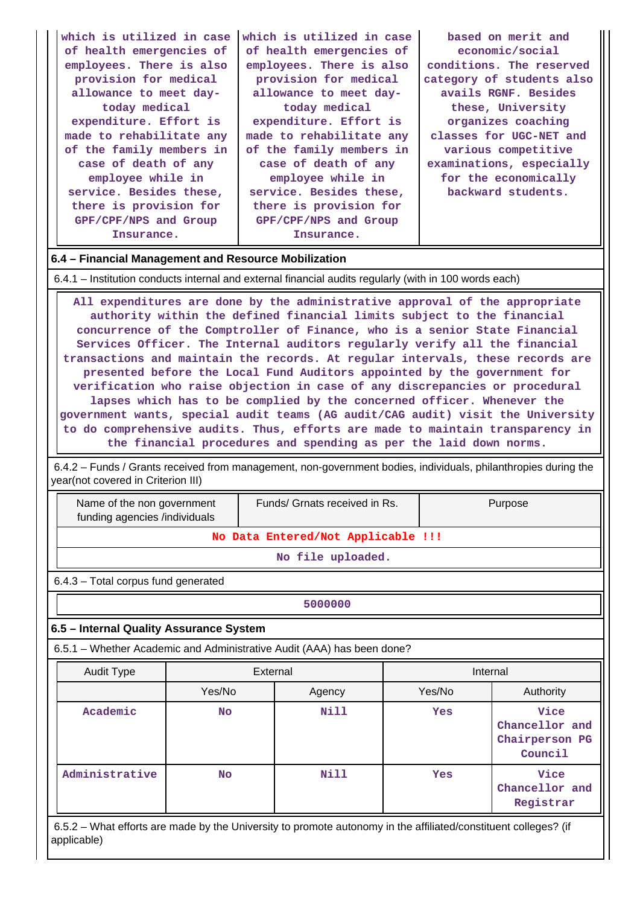| which is utilized in case of health emergencies of employees. There is also provision for medical allowance to meet day-today medical expenditure. Effort is made to rehabilitate any of the family members in case of death of any employee while in service. Besides these, there is provision for GPF/CPF/NPS and Group Insurance. | which is utilized in case of health emergencies of employees. There is also provision for medical allowance to meet day-today medical expenditure. Effort is made to rehabilitate any of the family members in case of death of any employee while in service. Besides these, there is provision for GPF/CPF/NPS and Group Insurance. | based on merit and economic/social conditions. The reserved category of students also avails RGNF. Besides these, University organizes coaching classes for UGC-NET and various competitive examinations, especially for the economically backward students. |
|---|---|---|

**6.4 – Financial Management and Resource Mobilization**

6.4.1 – Institution conducts internal and external financial audits regularly (with in 100 words each)

All expenditures are done by the administrative approval of the appropriate authority within the defined financial limits subject to the financial concurrence of the Comptroller of Finance, who is a senior State Financial Services Officer. The Internal auditors regularly verify all the financial transactions and maintain the records. At regular intervals, these records are presented before the Local Fund Auditors appointed by the government for verification who raise objection in case of any discrepancies or procedural lapses which has to be complied by the concerned officer. Whenever the government wants, special audit teams (AG audit/CAG audit) visit the University to do comprehensive audits. Thus, efforts are made to maintain transparency in the financial procedures and spending as per the laid down norms.

6.4.2 – Funds / Grants received from management, non-government bodies, individuals, philanthropies during the year(not covered in Criterion III)

| Name of the non government funding agencies /individuals | Funds/ Grnats received in Rs. | Purpose |
|---|---|---|
| No Data Entered/Not Applicable !!! | | |
| No file uploaded. | | |

6.4.3 – Total corpus fund generated

| 5000000 |
|---|

**6.5 – Internal Quality Assurance System**

6.5.1 – Whether Academic and Administrative Audit (AAA) has been done?

| Audit Type | External | | Internal | |
|---|---|---|---|---|
| | Yes/No | Agency | Yes/No | Authority |
| Academic | No | Nill | Yes | Vice Chancellor and Chairperson PG Council |
| Administrative | No | Nill | Yes | Vice Chancellor and Registrar |

6.5.2 – What efforts are made by the University to promote autonomy in the affiliated/constituent colleges? (if applicable)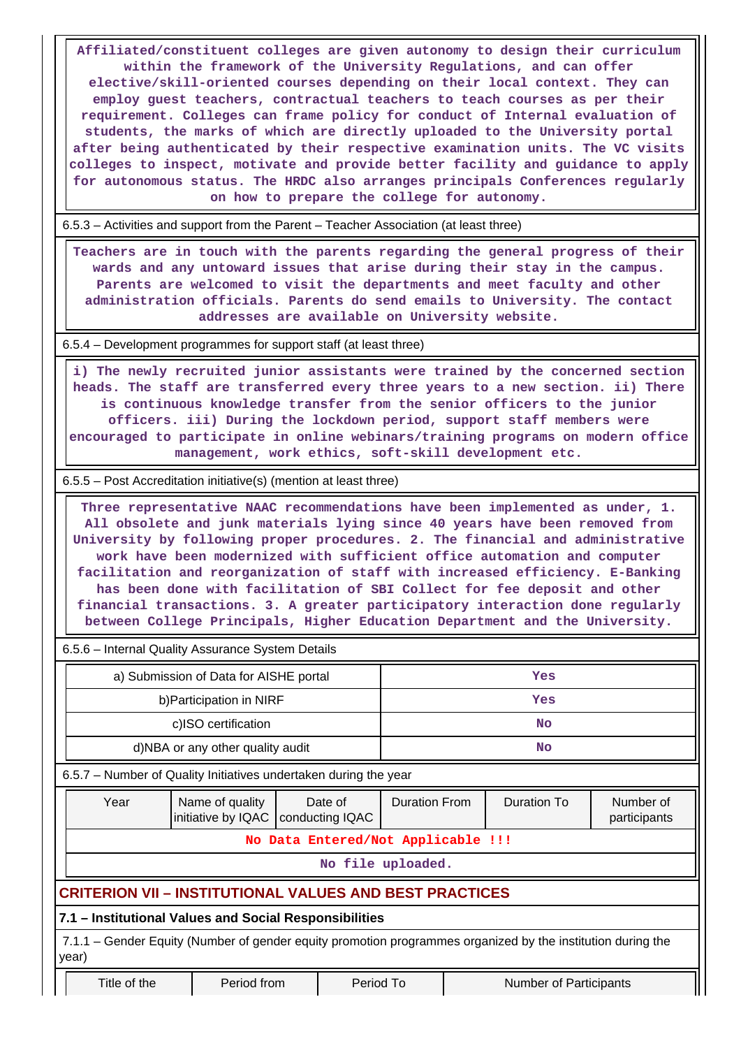Affiliated/constituent colleges are given autonomy to design their curriculum within the framework of the University Regulations, and can offer elective/skill-oriented courses depending on their local context. They can employ guest teachers, contractual teachers to teach courses as per their requirement. Colleges can frame policy for conduct of Internal evaluation of students, the marks of which are directly uploaded to the University portal after being authenticated by their respective examination units. The VC visits colleges to inspect, motivate and provide better facility and guidance to apply for autonomous status. The HRDC also arranges principals Conferences regularly on how to prepare the college for autonomy.

6.5.3 – Activities and support from the Parent – Teacher Association (at least three)

Teachers are in touch with the parents regarding the general progress of their wards and any untoward issues that arise during their stay in the campus. Parents are welcomed to visit the departments and meet faculty and other administration officials. Parents do send emails to University. The contact addresses are available on University website.

6.5.4 – Development programmes for support staff (at least three)

i) The newly recruited junior assistants were trained by the concerned section heads. The staff are transferred every three years to a new section. ii) There is continuous knowledge transfer from the senior officers to the junior officers. iii) During the lockdown period, support staff members were encouraged to participate in online webinars/training programs on modern office management, work ethics, soft-skill development etc.

6.5.5 – Post Accreditation initiative(s) (mention at least three)

Three representative NAAC recommendations have been implemented as under, 1. All obsolete and junk materials lying since 40 years have been removed from University by following proper procedures. 2. The financial and administrative work have been modernized with sufficient office automation and computer facilitation and reorganization of staff with increased efficiency. E-Banking has been done with facilitation of SBI Collect for fee deposit and other financial transactions. 3. A greater participatory interaction done regularly between College Principals, Higher Education Department and the University.

6.5.6 – Internal Quality Assurance System Details

| | |
|---|---|
| a) Submission of Data for AISHE portal | Yes |
| b)Participation in NIRF | Yes |
| c)ISO certification | No |
| d)NBA or any other quality audit | No |

6.5.7 – Number of Quality Initiatives undertaken during the year

| Year | Name of quality initiative by IQAC | Date of conducting IQAC | Duration From | Duration To | Number of participants |
|---|---|---|---|---|---|
| No Data Entered/Not Applicable !!! | | | | | |
| No file uploaded. | | | | | |

## CRITERION VII – INSTITUTIONAL VALUES AND BEST PRACTICES

### 7.1 – Institutional Values and Social Responsibilities

7.1.1 – Gender Equity (Number of gender equity promotion programmes organized by the institution during the year)

| Title of the | Period from | Period To | Number of Participants |
|---|---|---|---|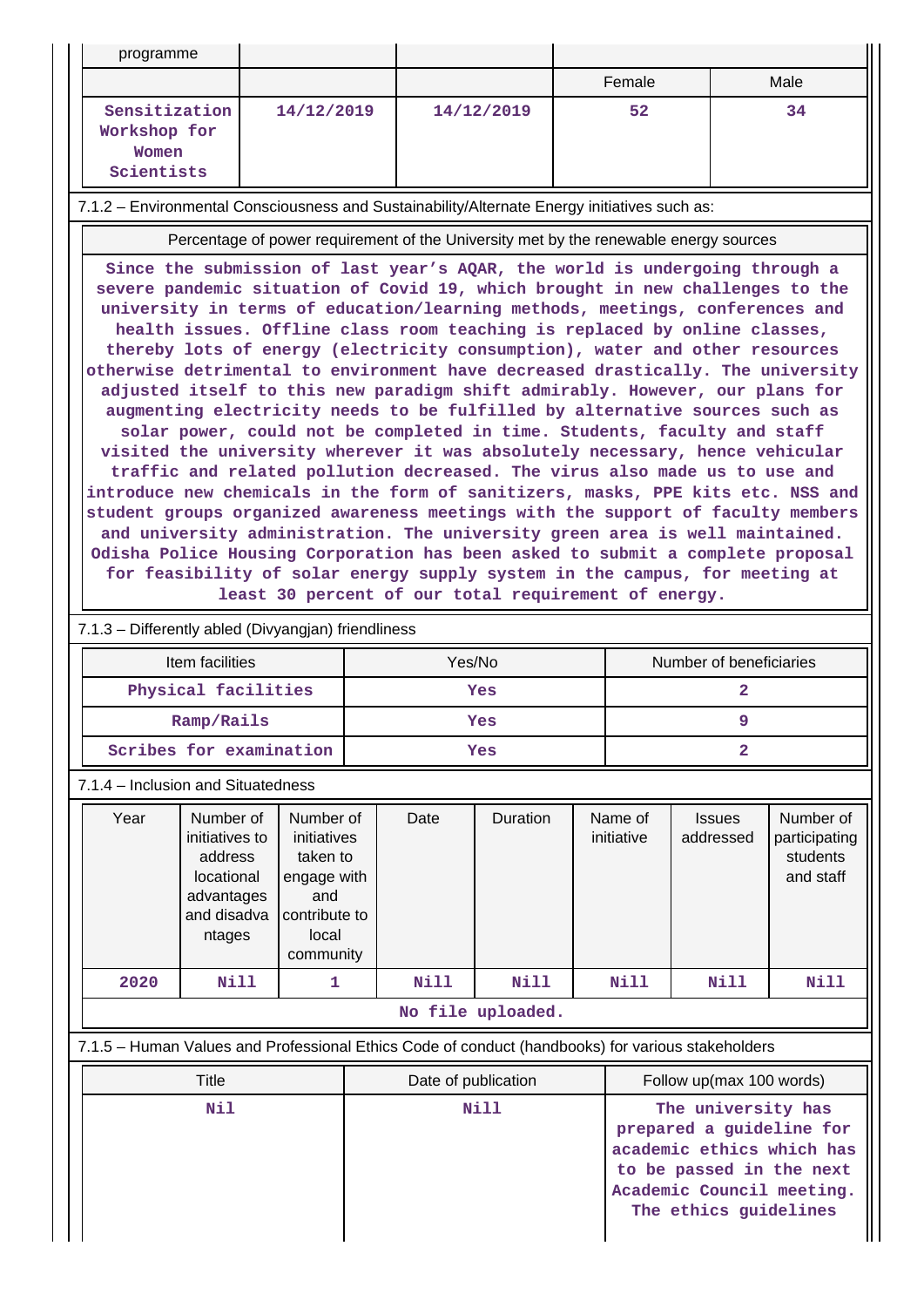| programme | | | | |
|---|---|---|---|---|
| | | | Female | Male |
| Sensitization Workshop for Women Scientists | 14/12/2019 | 14/12/2019 | 52 | 34 |

7.1.2 – Environmental Consciousness and Sustainability/Alternate Energy initiatives such as:

| Percentage of power requirement of the University met by the renewable energy sources |
|---|
| Since the submission of last year's AQAR, the world is undergoing through a severe pandemic situation of Covid 19, which brought in new challenges to the university in terms of education/learning methods, meetings, conferences and health issues. Offline class room teaching is replaced by online classes, thereby lots of energy (electricity consumption), water and other resources otherwise detrimental to environment have decreased drastically. The university adjusted itself to this new paradigm shift admirably. However, our plans for augmenting electricity needs to be fulfilled by alternative sources such as solar power, could not be completed in time. Students, faculty and staff visited the university wherever it was absolutely necessary, hence vehicular traffic and related pollution decreased. The virus also made us to use and introduce new chemicals in the form of sanitizers, masks, PPE kits etc. NSS and student groups organized awareness meetings with the support of faculty members and university administration. The university green area is well maintained. Odisha Police Housing Corporation has been asked to submit a complete proposal for feasibility of solar energy supply system in the campus, for meeting at least 30 percent of our total requirement of energy. |

7.1.3 – Differently abled (Divyangjan) friendliness

| Item facilities | Yes/No | Number of beneficiaries |
|---|---|---|
| Physical facilities | Yes | 2 |
| Ramp/Rails | Yes | 9 |
| Scribes for examination | Yes | 2 |

7.1.4 – Inclusion and Situatedness

| Year | Number of initiatives to address locational advantages and disadvantages | Number of initiatives taken to engage with and contribute to local community | Date | Duration | Name of initiative | Issues addressed | Number of participating students and staff |
|---|---|---|---|---|---|---|---|
| 2020 | Nill | 1 | Nill | Nill | Nill | Nill | Nill |
| No file uploaded. | | | | | | | |

7.1.5 – Human Values and Professional Ethics Code of conduct (handbooks) for various stakeholders

| Title | Date of publication | Follow up(max 100 words) |
|---|---|---|
| Nil | Nill | The university has prepared a guideline for academic ethics which has to be passed in the next Academic Council meeting. The ethics guidelines |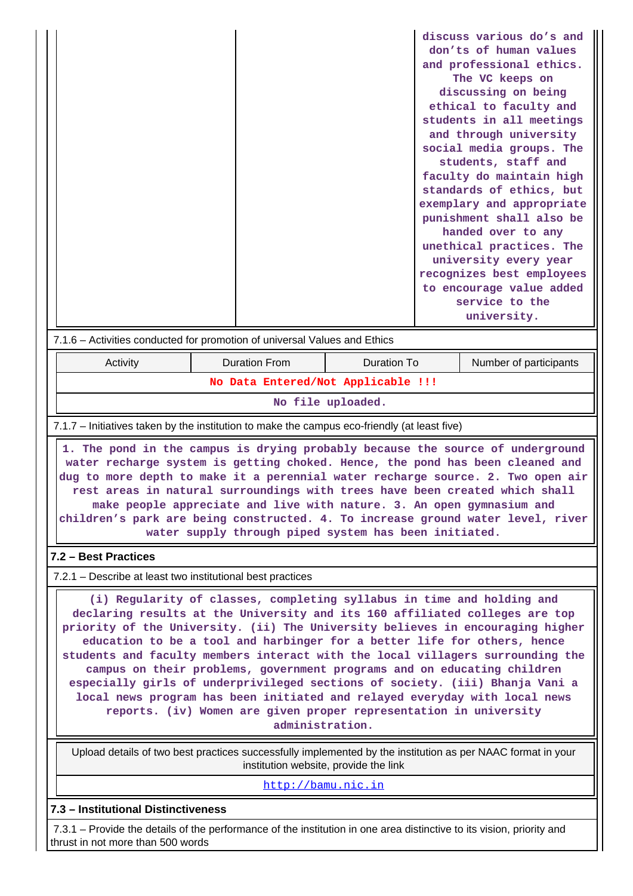| | | discuss various do's and don'ts of human values and professional ethics. The VC keeps on discussing on being ethical to faculty and students in all meetings and through university social media groups. The students, staff and faculty do maintain high standards of ethics, but exemplary and appropriate punishment shall also be handed over to any unethical practices. The university every year recognizes best employees to encourage value added service to the university. |
|---|---|---|

7.1.6 – Activities conducted for promotion of universal Values and Ethics

| Activity | Duration From | Duration To | Number of participants |
|---|---|---|---|
| No Data Entered/Not Applicable !!! | | | |
| No file uploaded. | | | |

7.1.7 – Initiatives taken by the institution to make the campus eco-friendly (at least five)

1. The pond in the campus is drying probably because the source of underground water recharge system is getting choked. Hence, the pond has been cleaned and dug to more depth to make it a perennial water recharge source. 2. Two open air rest areas in natural surroundings with trees have been created which shall make people appreciate and live with nature. 3. An open gymnasium and children's park are being constructed. 4. To increase ground water level, river water supply through piped system has been initiated.

**7.2 – Best Practices**

7.2.1 – Describe at least two institutional best practices

(i) Regularity of classes, completing syllabus in time and holding and declaring results at the University and its 160 affiliated colleges are top priority of the University. (ii) The University believes in encouraging higher education to be a tool and harbinger for a better life for others, hence students and faculty members interact with the local villagers surrounding the campus on their problems, government programs and on educating children especially girls of underprivileged sections of society. (iii) Bhanja Vani a local news program has been initiated and relayed everyday with local news reports. (iv) Women are given proper representation in university administration.

| Upload details of two best practices successfully implemented by the institution as per NAAC format in your institution website, provide the link |
|---|
| http://bamu.nic.in |

**7.3 – Institutional Distinctiveness**

7.3.1 – Provide the details of the performance of the institution in one area distinctive to its vision, priority and thrust in not more than 500 words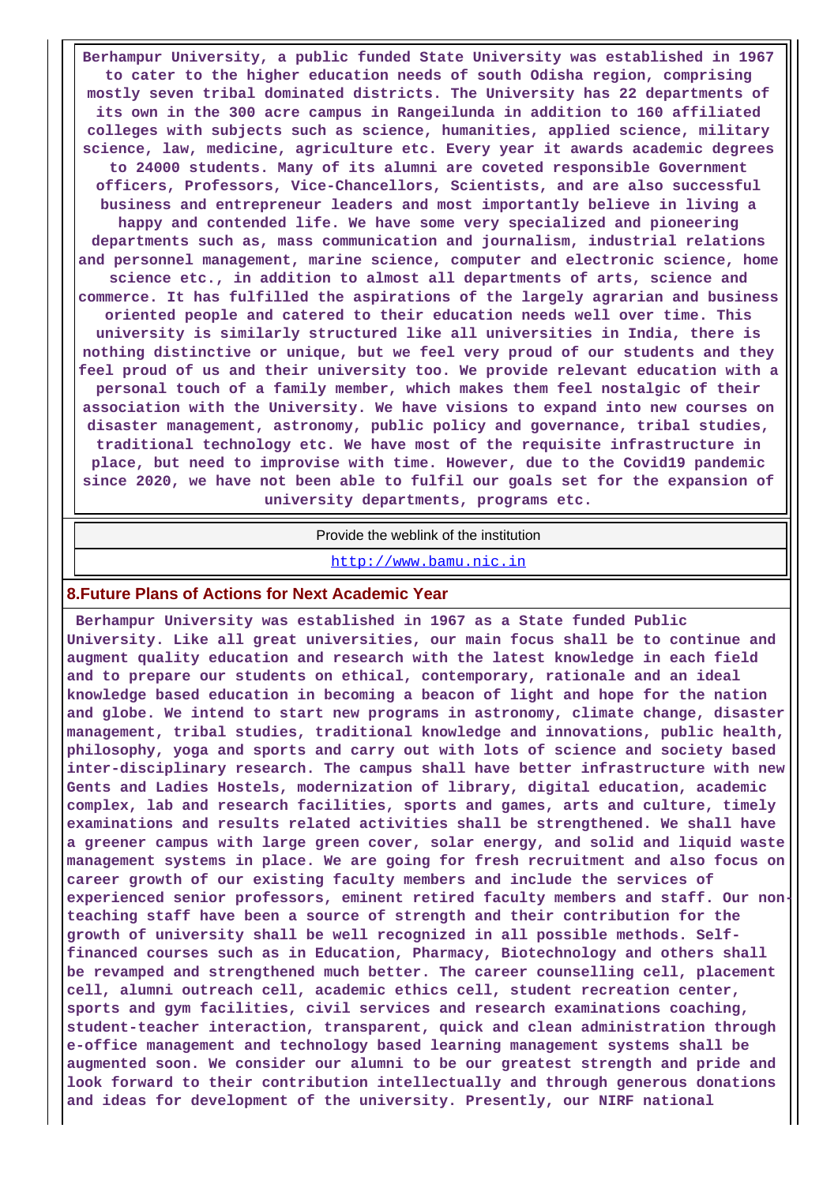**Berhampur University, a public funded State University was established in 1967 to cater to the higher education needs of south Odisha region, comprising mostly seven tribal dominated districts. The University has 22 departments of its own in the 300 acre campus in Rangeilunda in addition to 160 affiliated colleges with subjects such as science, humanities, applied science, military science, law, medicine, agriculture etc. Every year it awards academic degrees to 24000 students. Many of its alumni are coveted responsible Government officers, Professors, Vice-Chancellors, Scientists, and are also successful business and entrepreneur leaders and most importantly believe in living a happy and contended life. We have some very specialized and pioneering departments such as, mass communication and journalism, industrial relations and personnel management, marine science, computer and electronic science, home science etc., in addition to almost all departments of arts, science and commerce. It has fulfilled the aspirations of the largely agrarian and business oriented people and catered to their education needs well over time. This university is similarly structured like all universities in India, there is nothing distinctive or unique, but we feel very proud of our students and they feel proud of us and their university too. We provide relevant education with a personal touch of a family member, which makes them feel nostalgic of their association with the University. We have visions to expand into new courses on disaster management, astronomy, public policy and governance, tribal studies, traditional technology etc. We have most of the requisite infrastructure in place, but need to improvise with time. However, due to the Covid19 pandemic since 2020, we have not been able to fulfil our goals set for the expansion of university departments, programs etc.**

| Provide the weblink of the institution |
|---|
| http://www.bamu.nic.in |

## 8.Future Plans of Actions for Next Academic Year

**Berhampur University was established in 1967 as a State funded Public University. Like all great universities, our main focus shall be to continue and augment quality education and research with the latest knowledge in each field and to prepare our students on ethical, contemporary, rationale and an ideal knowledge based education in becoming a beacon of light and hope for the nation and globe. We intend to start new programs in astronomy, climate change, disaster management, tribal studies, traditional knowledge and innovations, public health, philosophy, yoga and sports and carry out with lots of science and society based inter-disciplinary research. The campus shall have better infrastructure with new Gents and Ladies Hostels, modernization of library, digital education, academic complex, lab and research facilities, sports and games, arts and culture, timely examinations and results related activities shall be strengthened. We shall have a greener campus with large green cover, solar energy, and solid and liquid waste management systems in place. We are going for fresh recruitment and also focus on career growth of our existing faculty members and include the services of experienced senior professors, eminent retired faculty members and staff. Our non-teaching staff have been a source of strength and their contribution for the growth of university shall be well recognized in all possible methods. Self-financed courses such as in Education, Pharmacy, Biotechnology and others shall be revamped and strengthened much better. The career counselling cell, placement cell, alumni outreach cell, academic ethics cell, student recreation center, sports and gym facilities, civil services and research examinations coaching, student-teacher interaction, transparent, quick and clean administration through e-office management and technology based learning management systems shall be augmented soon. We consider our alumni to be our greatest strength and pride and look forward to their contribution intellectually and through generous donations and ideas for development of the university. Presently, our NIRF national**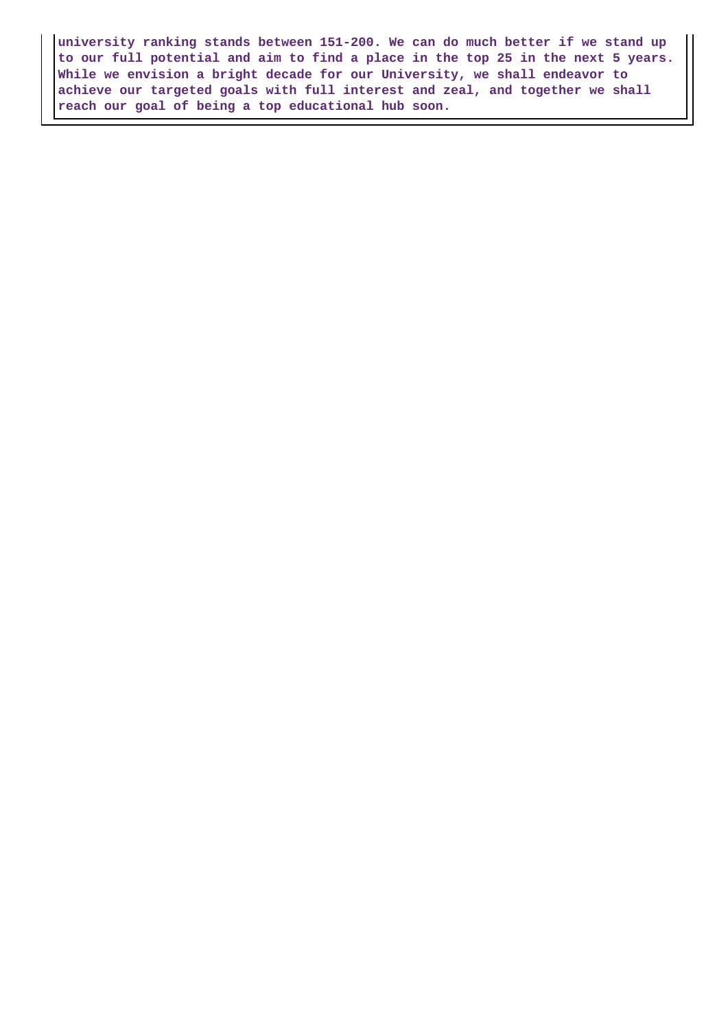**university ranking stands between 151-200. We can do much better if we stand up to our full potential and aim to find a place in the top 25 in the next 5 years. While we envision a bright decade for our University, we shall endeavor to achieve our targeted goals with full interest and zeal, and together we shall reach our goal of being a top educational hub soon.**